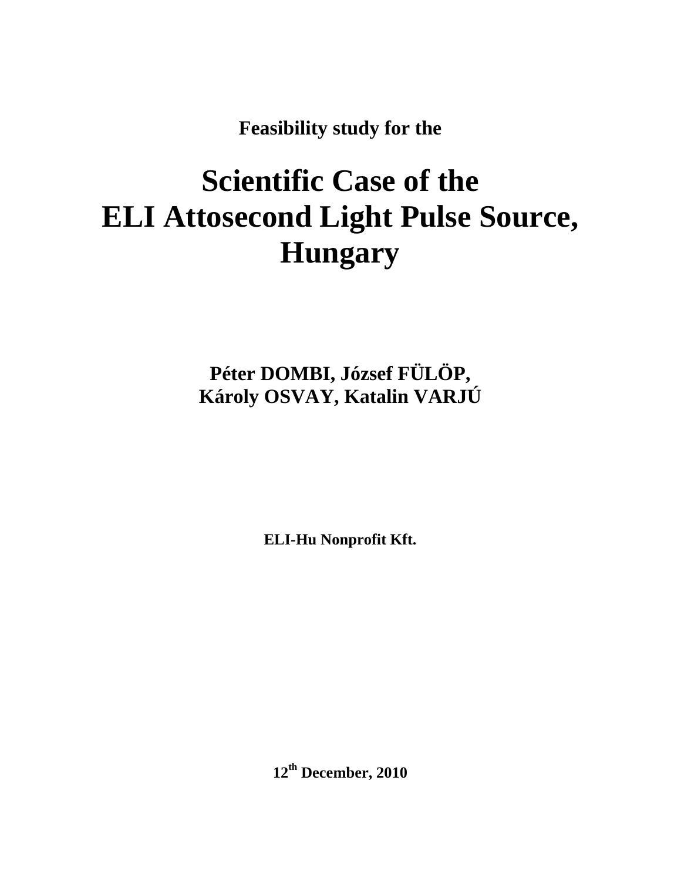**Feasibility study for the**

# Scientific Case of the ELI Attosecond Light Pulse Source, Hungary

**Péter DOMBI, József FÜLÖP,**
**Károly OSVAY, Katalin VARJÚ**

**ELI-Hu Nonprofit Kft.**

**12th December, 2010**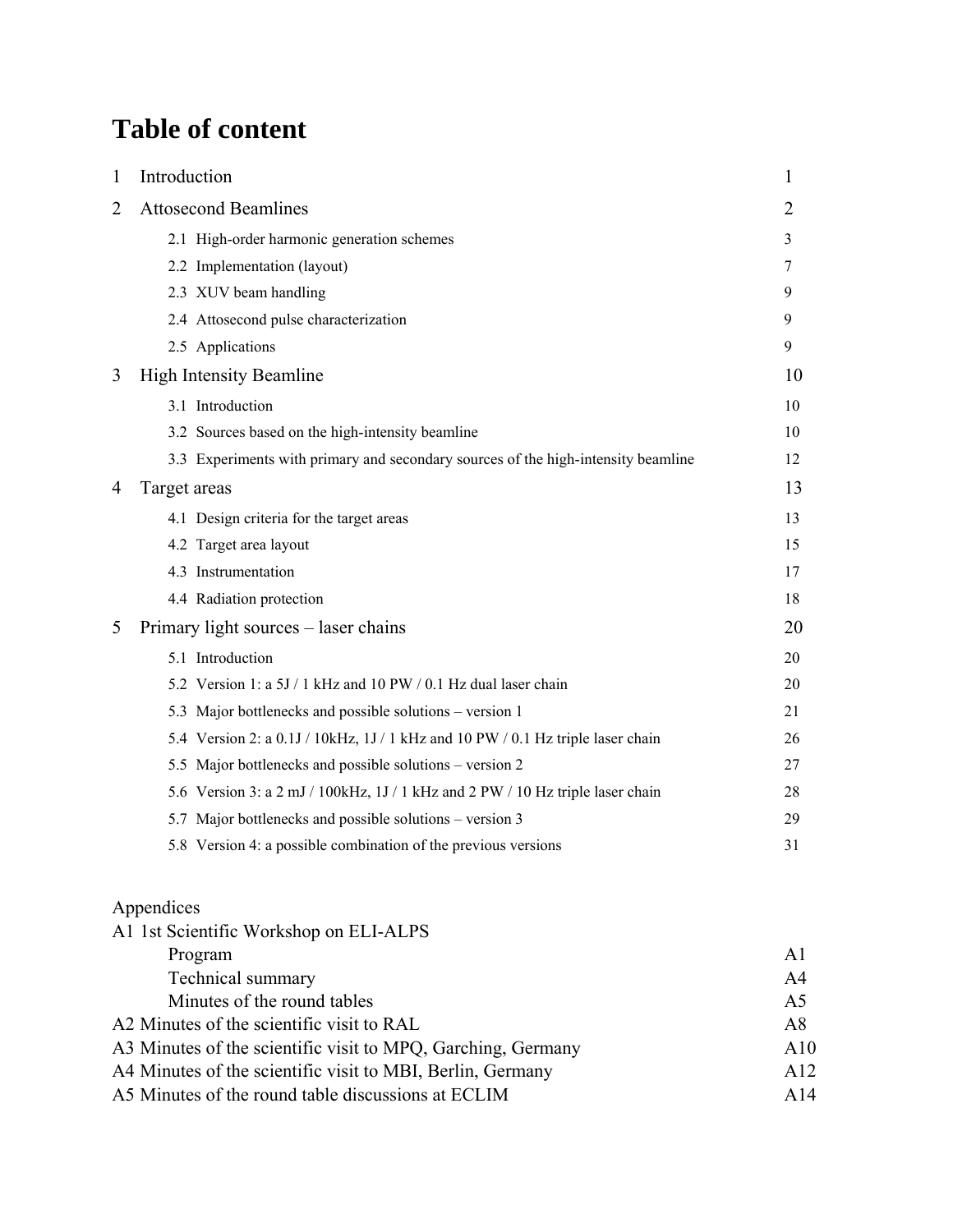# Table of content

| | | |
|---|---|---|
| 1 | Introduction | 1 |
| 2 | Attosecond Beamlines | 2 |
| | 2.1 High-order harmonic generation schemes | 3 |
| | 2.2 Implementation (layout) | 7 |
| | 2.3 XUV beam handling | 9 |
| | 2.4 Attosecond pulse characterization | 9 |
| | 2.5 Applications | 9 |
| 3 | High Intensity Beamline | 10 |
| | 3.1 Introduction | 10 |
| | 3.2 Sources based on the high-intensity beamline | 10 |
| | 3.3 Experiments with primary and secondary sources of the high-intensity beamline | 12 |
| 4 | Target areas | 13 |
| | 4.1 Design criteria for the target areas | 13 |
| | 4.2 Target area layout | 15 |
| | 4.3 Instrumentation | 17 |
| | 4.4 Radiation protection | 18 |
| 5 | Primary light sources – laser chains | 20 |
| | 5.1 Introduction | 20 |
| | 5.2 Version 1: a 5J / 1 kHz and 10 PW / 0.1 Hz dual laser chain | 20 |
| | 5.3 Major bottlenecks and possible solutions – version 1 | 21 |
| | 5.4 Version 2: a 0.1J / 10kHz, 1J / 1 kHz and 10 PW / 0.1 Hz triple laser chain | 26 |
| | 5.5 Major bottlenecks and possible solutions – version 2 | 27 |
| | 5.6 Version 3: a 2 mJ / 100kHz, 1J / 1 kHz and 2 PW / 10 Hz triple laser chain | 28 |
| | 5.7 Major bottlenecks and possible solutions – version 3 | 29 |
| | 5.8 Version 4: a possible combination of the previous versions | 31 |

Appendices

| | |
|---|---|
| A1 1st Scientific Workshop on ELI-ALPS | |
| Program | A1 |
| Technical summary | A4 |
| Minutes of the round tables | A5 |
| A2 Minutes of the scientific visit to RAL | A8 |
| A3 Minutes of the scientific visit to MPQ, Garching, Germany | A10 |
| A4 Minutes of the scientific visit to MBI, Berlin, Germany | A12 |
| A5 Minutes of the round table discussions at ECLIM | A14 |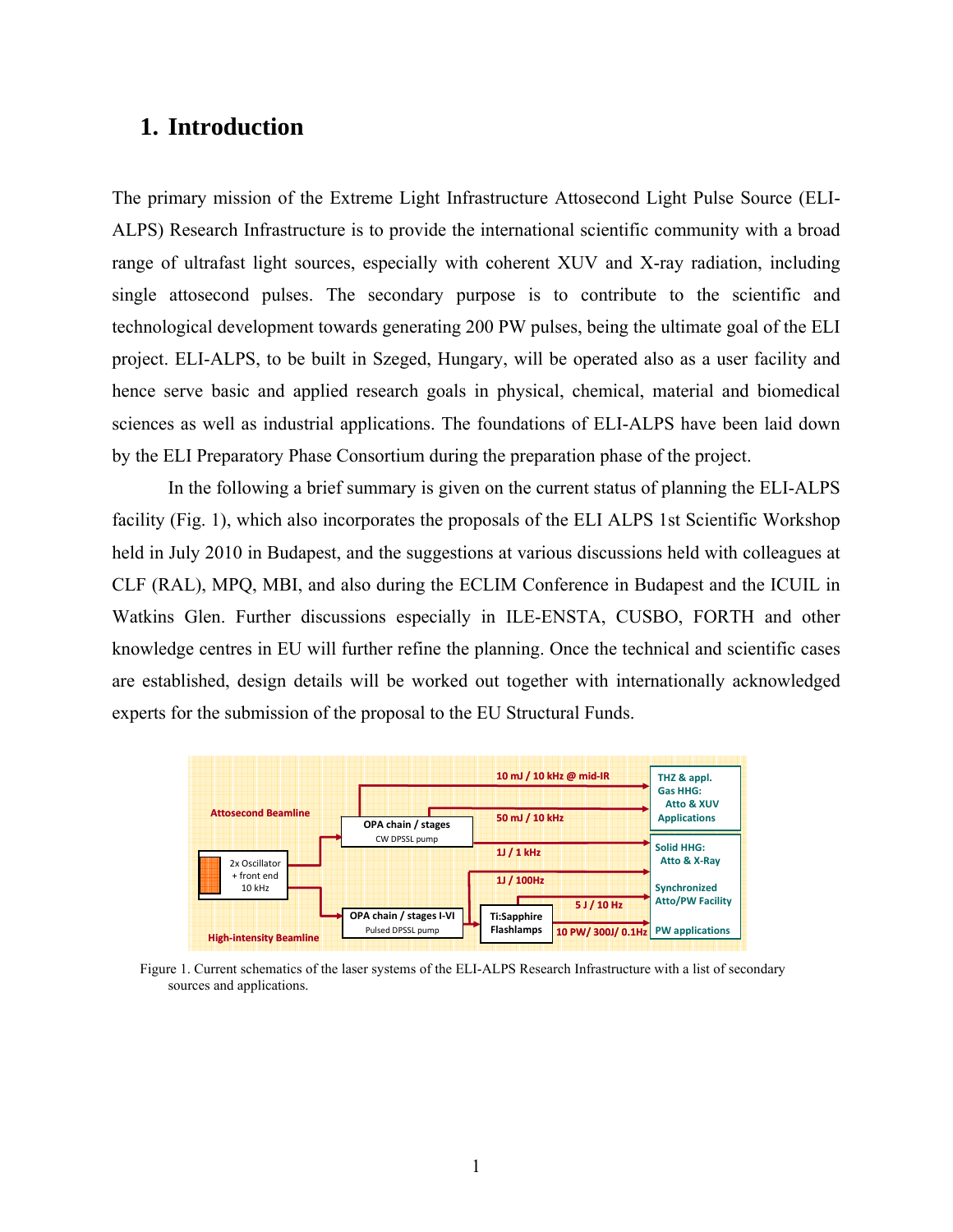# 1. Introduction

The primary mission of the Extreme Light Infrastructure Attosecond Light Pulse Source (ELI-ALPS) Research Infrastructure is to provide the international scientific community with a broad range of ultrafast light sources, especially with coherent XUV and X-ray radiation, including single attosecond pulses. The secondary purpose is to contribute to the scientific and technological development towards generating 200 PW pulses, being the ultimate goal of the ELI project. ELI-ALPS, to be built in Szeged, Hungary, will be operated also as a user facility and hence serve basic and applied research goals in physical, chemical, material and biomedical sciences as well as industrial applications. The foundations of ELI-ALPS have been laid down by the ELI Preparatory Phase Consortium during the preparation phase of the project.

In the following a brief summary is given on the current status of planning the ELI-ALPS facility (Fig. 1), which also incorporates the proposals of the ELI ALPS 1st Scientific Workshop held in July 2010 in Budapest, and the suggestions at various discussions held with colleagues at CLF (RAL), MPQ, MBI, and also during the ECLIM Conference in Budapest and the ICUIL in Watkins Glen. Further discussions especially in ILE-ENSTA, CUSBO, FORTH and other knowledge centres in EU will further refine the planning. Once the technical and scientific cases are established, design details will be worked out together with internationally acknowledged experts for the submission of the proposal to the EU Structural Funds.

Attosecond Beamline

2x Oscillator + front end 10 kHz

OPA chain / stages CW DPSSL pump

10 mJ / 10 kHz @ mid-IR

50 mJ / 10 kHz

1J / 1 kHz

THZ & appl. Gas HHG: Atto & XUV Applications

Solid HHG: Atto & X-Ray

High-intensity Beamline

OPA chain / stages I-VI Pulsed DPSSL pump

Ti:Sapphire Flashlamps

1J / 100Hz

5 J / 10 Hz

10 PW/ 300J/ 0.1Hz

Synchronized Atto/PW Facility

PW applications

Figure 1. Current schematics of the laser systems of the ELI-ALPS Research Infrastructure with a list of secondary sources and applications.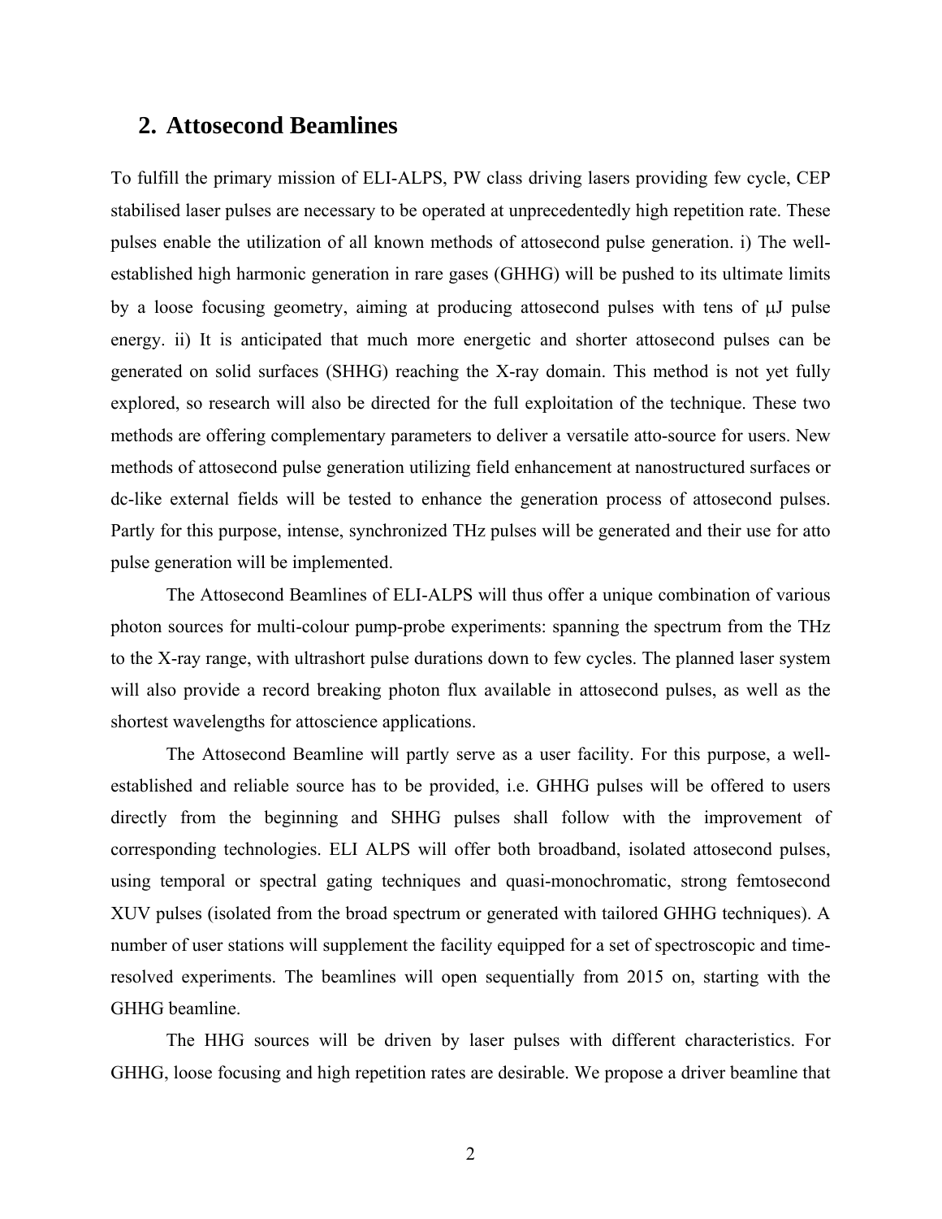## 2. Attosecond Beamlines

To fulfill the primary mission of ELI-ALPS, PW class driving lasers providing few cycle, CEP stabilised laser pulses are necessary to be operated at unprecedentedly high repetition rate. These pulses enable the utilization of all known methods of attosecond pulse generation. i) The well-established high harmonic generation in rare gases (GHHG) will be pushed to its ultimate limits by a loose focusing geometry, aiming at producing attosecond pulses with tens of μJ pulse energy. ii) It is anticipated that much more energetic and shorter attosecond pulses can be generated on solid surfaces (SHHG) reaching the X-ray domain. This method is not yet fully explored, so research will also be directed for the full exploitation of the technique. These two methods are offering complementary parameters to deliver a versatile atto-source for users. New methods of attosecond pulse generation utilizing field enhancement at nanostructured surfaces or dc-like external fields will be tested to enhance the generation process of attosecond pulses. Partly for this purpose, intense, synchronized THz pulses will be generated and their use for atto pulse generation will be implemented.

The Attosecond Beamlines of ELI-ALPS will thus offer a unique combination of various photon sources for multi-colour pump-probe experiments: spanning the spectrum from the THz to the X-ray range, with ultrashort pulse durations down to few cycles. The planned laser system will also provide a record breaking photon flux available in attosecond pulses, as well as the shortest wavelengths for attoscience applications.

The Attosecond Beamline will partly serve as a user facility. For this purpose, a well-established and reliable source has to be provided, i.e. GHHG pulses will be offered to users directly from the beginning and SHHG pulses shall follow with the improvement of corresponding technologies. ELI ALPS will offer both broadband, isolated attosecond pulses, using temporal or spectral gating techniques and quasi-monochromatic, strong femtosecond XUV pulses (isolated from the broad spectrum or generated with tailored GHHG techniques). A number of user stations will supplement the facility equipped for a set of spectroscopic and time-resolved experiments. The beamlines will open sequentially from 2015 on, starting with the GHHG beamline.

The HHG sources will be driven by laser pulses with different characteristics. For GHHG, loose focusing and high repetition rates are desirable. We propose a driver beamline that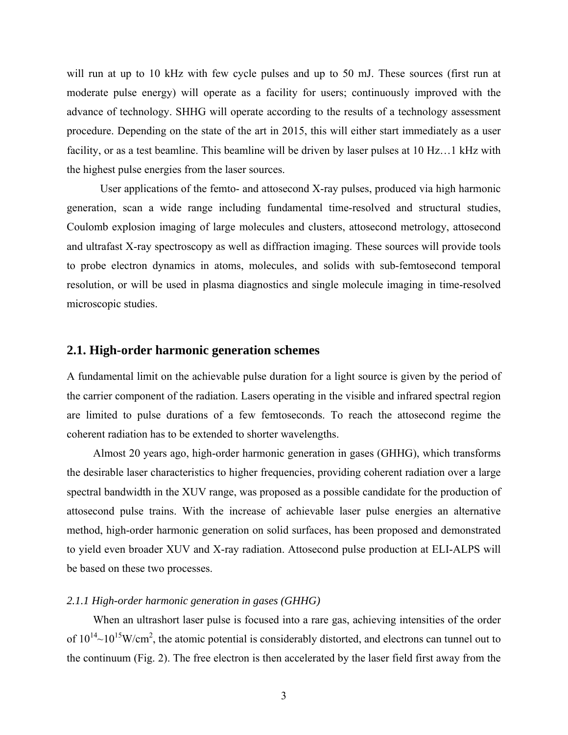will run at up to 10 kHz with few cycle pulses and up to 50 mJ. These sources (first run at moderate pulse energy) will operate as a facility for users; continuously improved with the advance of technology. SHHG will operate according to the results of a technology assessment procedure. Depending on the state of the art in 2015, this will either start immediately as a user facility, or as a test beamline. This beamline will be driven by laser pulses at 10 Hz…1 kHz with the highest pulse energies from the laser sources.

User applications of the femto- and attosecond X-ray pulses, produced via high harmonic generation, scan a wide range including fundamental time-resolved and structural studies, Coulomb explosion imaging of large molecules and clusters, attosecond metrology, attosecond and ultrafast X-ray spectroscopy as well as diffraction imaging. These sources will provide tools to probe electron dynamics in atoms, molecules, and solids with sub-femtosecond temporal resolution, or will be used in plasma diagnostics and single molecule imaging in time-resolved microscopic studies.

## 2.1. High-order harmonic generation schemes

A fundamental limit on the achievable pulse duration for a light source is given by the period of the carrier component of the radiation. Lasers operating in the visible and infrared spectral region are limited to pulse durations of a few femtoseconds. To reach the attosecond regime the coherent radiation has to be extended to shorter wavelengths.

Almost 20 years ago, high-order harmonic generation in gases (GHHG), which transforms the desirable laser characteristics to higher frequencies, providing coherent radiation over a large spectral bandwidth in the XUV range, was proposed as a possible candidate for the production of attosecond pulse trains. With the increase of achievable laser pulse energies an alternative method, high-order harmonic generation on solid surfaces, has been proposed and demonstrated to yield even broader XUV and X-ray radiation. Attosecond pulse production at ELI-ALPS will be based on these two processes.

### *2.1.1 High-order harmonic generation in gases (GHHG)*

When an ultrashort laser pulse is focused into a rare gas, achieving intensities of the order of $10^{14}$~$10^{15}$W/cm$^2$, the atomic potential is considerably distorted, and electrons can tunnel out to the continuum (Fig. 2). The free electron is then accelerated by the laser field first away from the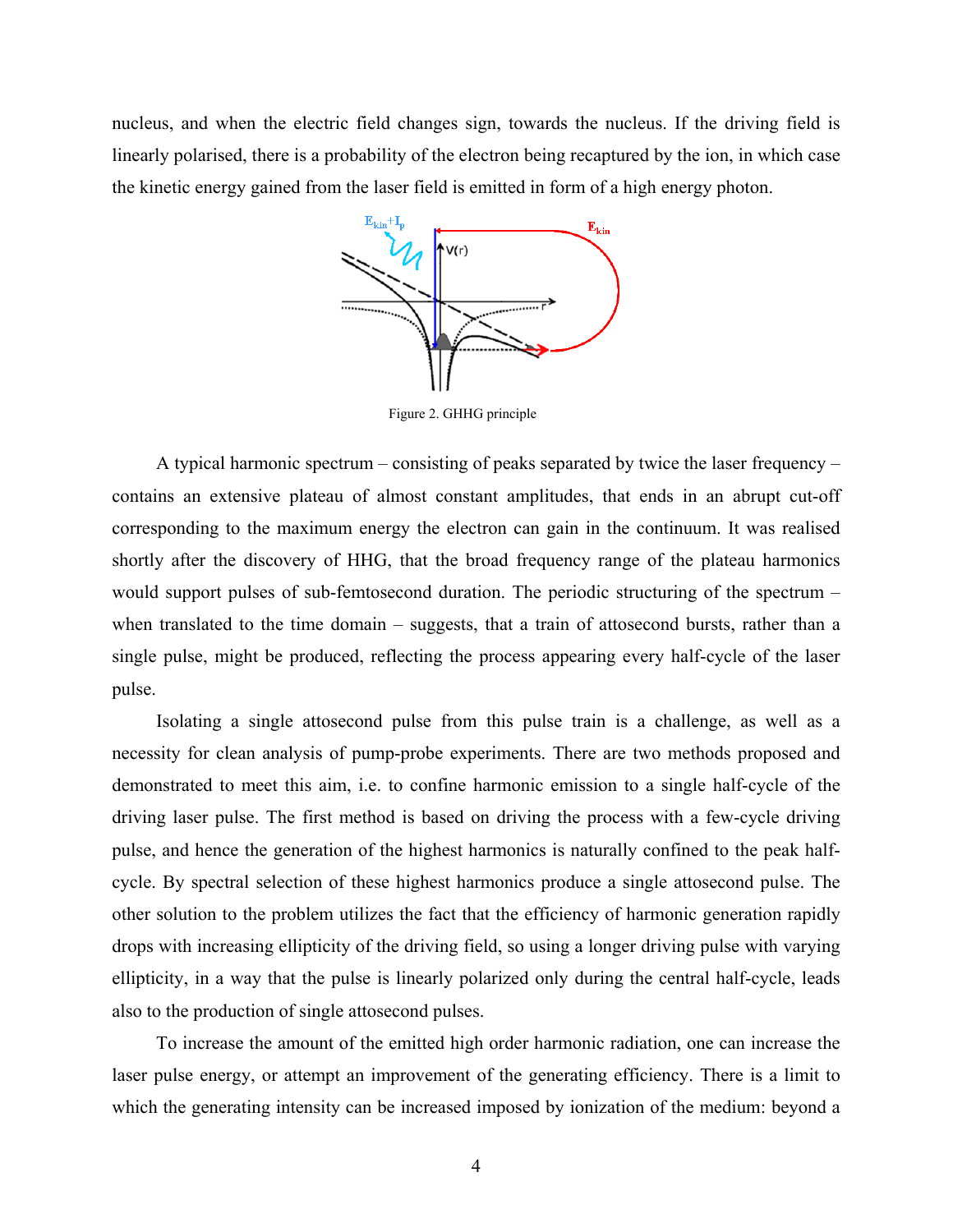nucleus, and when the electric field changes sign, towards the nucleus. If the driving field is linearly polarised, there is a probability of the electron being recaptured by the ion, in which case the kinetic energy gained from the laser field is emitted in form of a high energy photon.

Figure 2. GHHG principle

A typical harmonic spectrum – consisting of peaks separated by twice the laser frequency – contains an extensive plateau of almost constant amplitudes, that ends in an abrupt cut-off corresponding to the maximum energy the electron can gain in the continuum. It was realised shortly after the discovery of HHG, that the broad frequency range of the plateau harmonics would support pulses of sub-femtosecond duration. The periodic structuring of the spectrum – when translated to the time domain – suggests, that a train of attosecond bursts, rather than a single pulse, might be produced, reflecting the process appearing every half-cycle of the laser pulse.

Isolating a single attosecond pulse from this pulse train is a challenge, as well as a necessity for clean analysis of pump-probe experiments. There are two methods proposed and demonstrated to meet this aim, i.e. to confine harmonic emission to a single half-cycle of the driving laser pulse. The first method is based on driving the process with a few-cycle driving pulse, and hence the generation of the highest harmonics is naturally confined to the peak half-cycle. By spectral selection of these highest harmonics produce a single attosecond pulse. The other solution to the problem utilizes the fact that the efficiency of harmonic generation rapidly drops with increasing ellipticity of the driving field, so using a longer driving pulse with varying ellipticity, in a way that the pulse is linearly polarized only during the central half-cycle, leads also to the production of single attosecond pulses.

To increase the amount of the emitted high order harmonic radiation, one can increase the laser pulse energy, or attempt an improvement of the generating efficiency. There is a limit to which the generating intensity can be increased imposed by ionization of the medium: beyond a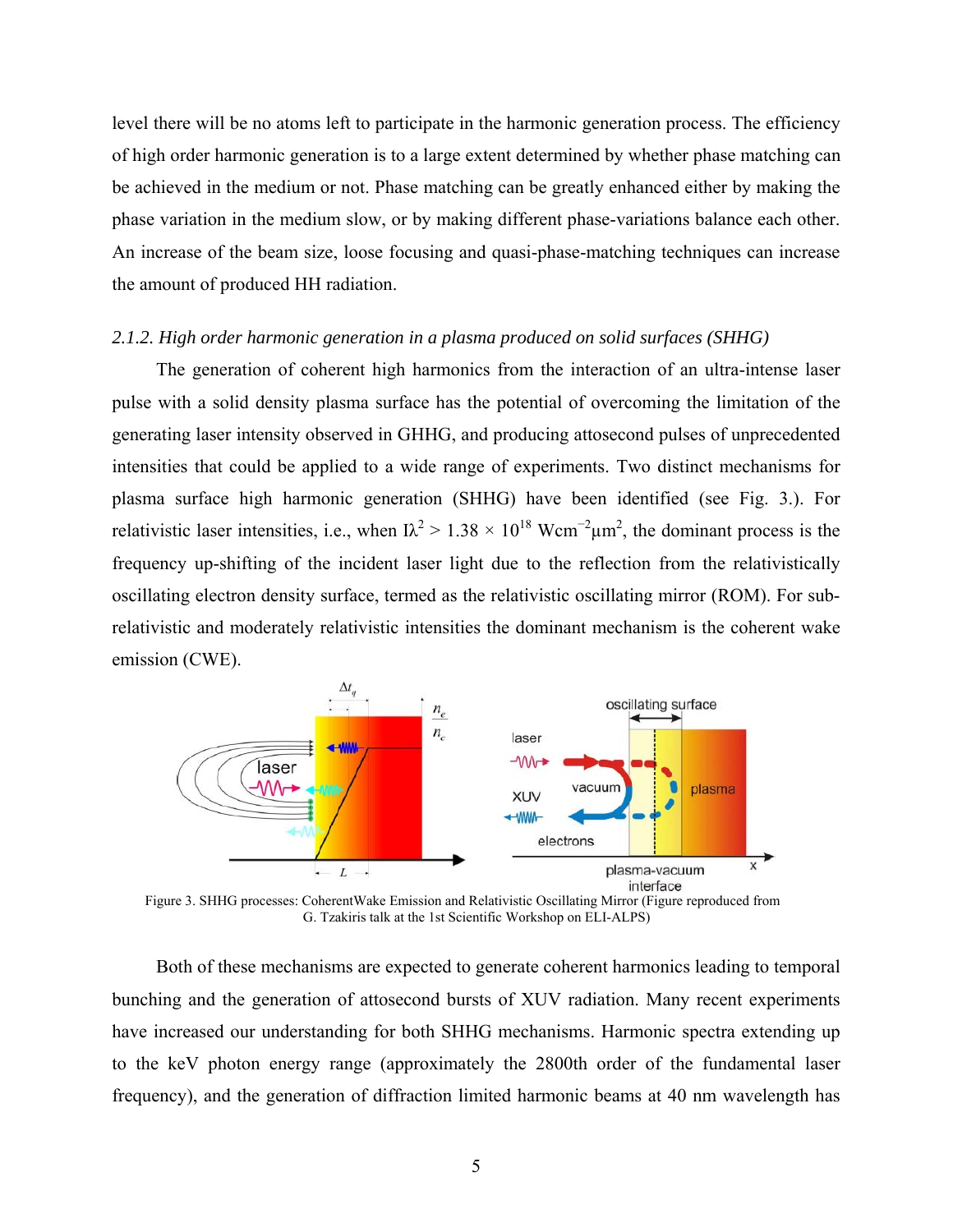level there will be no atoms left to participate in the harmonic generation process. The efficiency of high order harmonic generation is to a large extent determined by whether phase matching can be achieved in the medium or not. Phase matching can be greatly enhanced either by making the phase variation in the medium slow, or by making different phase-variations balance each other. An increase of the beam size, loose focusing and quasi-phase-matching techniques can increase the amount of produced HH radiation.

### *2.1.2. High order harmonic generation in a plasma produced on solid surfaces (SHHG)*

The generation of coherent high harmonics from the interaction of an ultra-intense laser pulse with a solid density plasma surface has the potential of overcoming the limitation of the generating laser intensity observed in GHHG, and producing attosecond pulses of unprecedented intensities that could be applied to a wide range of experiments. Two distinct mechanisms for plasma surface high harmonic generation (SHHG) have been identified (see Fig. 3.). For relativistic laser intensities, i.e., when $I\lambda^2 > 1.38 \times 10^{18}$ $Wcm^{-2}\mu m^2$, the dominant process is the frequency up-shifting of the incident laser light due to the reflection from the relativistically oscillating electron density surface, termed as the relativistic oscillating mirror (ROM). For sub-relativistic and moderately relativistic intensities the dominant mechanism is the coherent wake emission (CWE).

Figure 3. SHHG processes: CoherentWake Emission and Relativistic Oscillating Mirror (Figure reproduced from G. Tzakiris talk at the 1st Scientific Workshop on ELI-ALPS)

Both of these mechanisms are expected to generate coherent harmonics leading to temporal bunching and the generation of attosecond bursts of XUV radiation. Many recent experiments have increased our understanding for both SHHG mechanisms. Harmonic spectra extending up to the keV photon energy range (approximately the 2800th order of the fundamental laser frequency), and the generation of diffraction limited harmonic beams at 40 nm wavelength has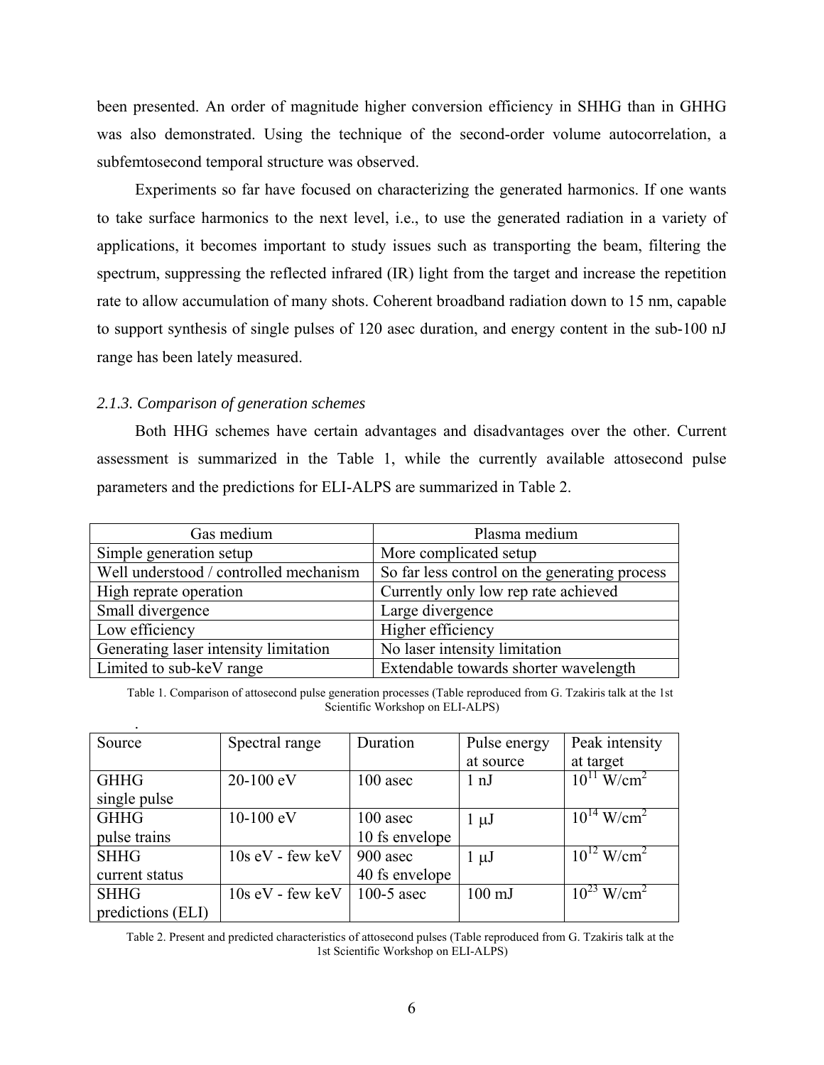been presented. An order of magnitude higher conversion efficiency in SHHG than in GHHG was also demonstrated. Using the technique of the second-order volume autocorrelation, a subfemtosecond temporal structure was observed.

Experiments so far have focused on characterizing the generated harmonics. If one wants to take surface harmonics to the next level, i.e., to use the generated radiation in a variety of applications, it becomes important to study issues such as transporting the beam, filtering the spectrum, suppressing the reflected infrared (IR) light from the target and increase the repetition rate to allow accumulation of many shots. Coherent broadband radiation down to 15 nm, capable to support synthesis of single pulses of 120 asec duration, and energy content in the sub-100 nJ range has been lately measured.

### *2.1.3. Comparison of generation schemes*

Both HHG schemes have certain advantages and disadvantages over the other. Current assessment is summarized in the Table 1, while the currently available attosecond pulse parameters and the predictions for ELI-ALPS are summarized in Table 2.

| Gas medium | Plasma medium |
|---|---|
| Simple generation setup | More complicated setup |
| Well understood / controlled mechanism | So far less control on the generating process |
| High reprate operation | Currently only low rep rate achieved |
| Small divergence | Large divergence |
| Low efficiency | Higher efficiency |
| Generating laser intensity limitation | No laser intensity limitation |
| Limited to sub-keV range | Extendable towards shorter wavelength |

Table 1. Comparison of attosecond pulse generation processes (Table reproduced from G. Tzakiris talk at the 1st Scientific Workshop on ELI-ALPS)

| Source | Spectral range | Duration | Pulse energy at source | Peak intensity at target |
|---|---|---|---|---|
| GHHG single pulse | 20-100 eV | 100 asec | 1 nJ | $10^{11}$ W/cm$^2$ |
| GHHG pulse trains | 10-100 eV | 100 asec 10 fs envelope | 1 μJ | $10^{14}$ W/cm$^2$ |
| SHHG current status | 10s eV - few keV | 900 asec 40 fs envelope | 1 μJ | $10^{12}$ W/cm$^2$ |
| SHHG predictions (ELI) | 10s eV - few keV | 100-5 asec | 100 mJ | $10^{23}$ W/cm$^2$ |

Table 2. Present and predicted characteristics of attosecond pulses (Table reproduced from G. Tzakiris talk at the 1st Scientific Workshop on ELI-ALPS)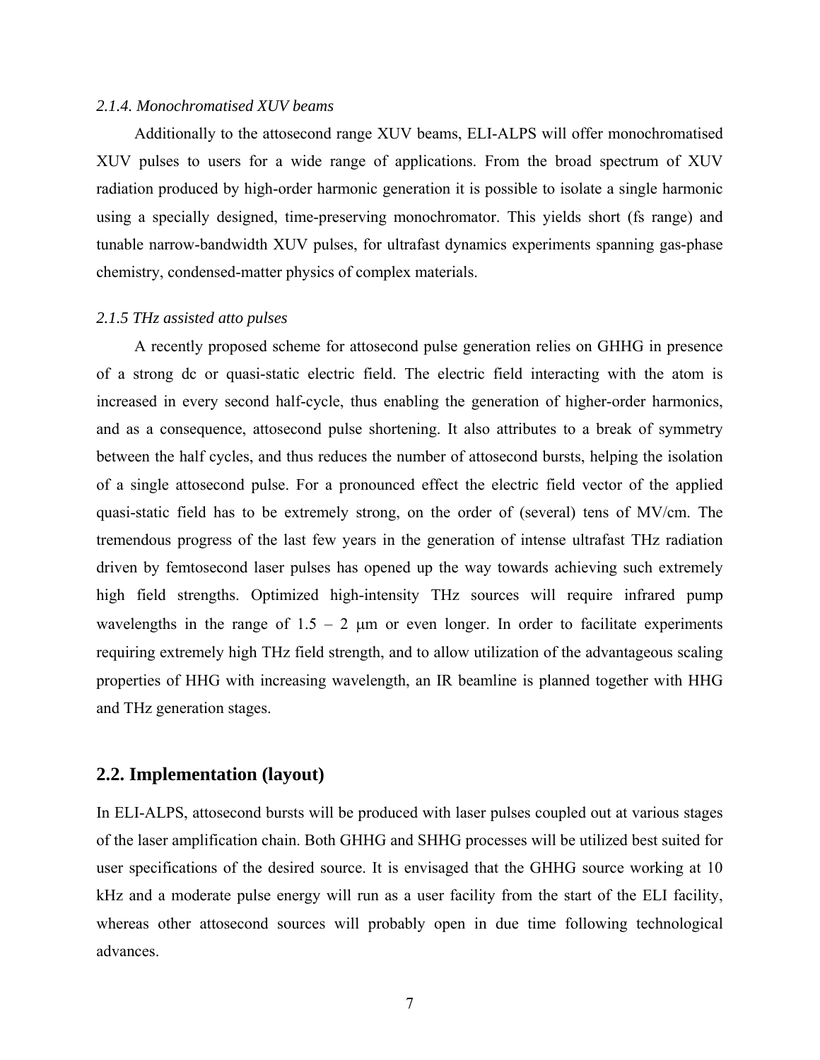### *2.1.4. Monochromatised XUV beams*

Additionally to the attosecond range XUV beams, ELI-ALPS will offer monochromatised XUV pulses to users for a wide range of applications. From the broad spectrum of XUV radiation produced by high-order harmonic generation it is possible to isolate a single harmonic using a specially designed, time-preserving monochromator. This yields short (fs range) and tunable narrow-bandwidth XUV pulses, for ultrafast dynamics experiments spanning gas-phase chemistry, condensed-matter physics of complex materials.

### *2.1.5 THz assisted atto pulses*

A recently proposed scheme for attosecond pulse generation relies on GHHG in presence of a strong dc or quasi-static electric field. The electric field interacting with the atom is increased in every second half-cycle, thus enabling the generation of higher-order harmonics, and as a consequence, attosecond pulse shortening. It also attributes to a break of symmetry between the half cycles, and thus reduces the number of attosecond bursts, helping the isolation of a single attosecond pulse. For a pronounced effect the electric field vector of the applied quasi-static field has to be extremely strong, on the order of (several) tens of MV/cm. The tremendous progress of the last few years in the generation of intense ultrafast THz radiation driven by femtosecond laser pulses has opened up the way towards achieving such extremely high field strengths. Optimized high-intensity THz sources will require infrared pump wavelengths in the range of 1.5 – 2 μm or even longer. In order to facilitate experiments requiring extremely high THz field strength, and to allow utilization of the advantageous scaling properties of HHG with increasing wavelength, an IR beamline is planned together with HHG and THz generation stages.

## 2.2. Implementation (layout)

In ELI-ALPS, attosecond bursts will be produced with laser pulses coupled out at various stages of the laser amplification chain. Both GHHG and SHHG processes will be utilized best suited for user specifications of the desired source. It is envisaged that the GHHG source working at 10 kHz and a moderate pulse energy will run as a user facility from the start of the ELI facility, whereas other attosecond sources will probably open in due time following technological advances.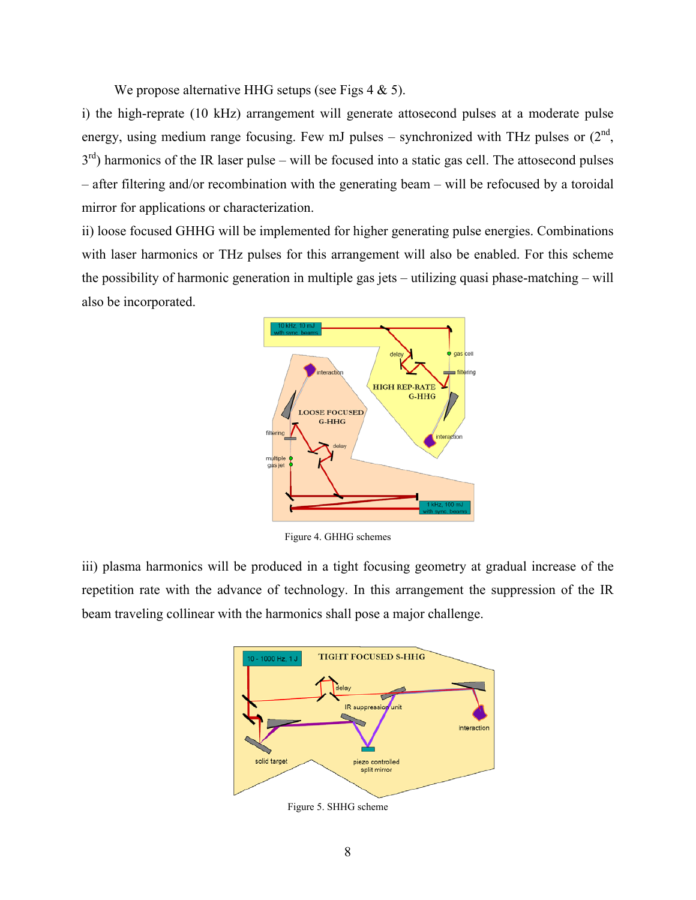We propose alternative HHG setups (see Figs 4 & 5).

i) the high-reprate (10 kHz) arrangement will generate attosecond pulses at a moderate pulse energy, using medium range focusing. Few mJ pulses – synchronized with THz pulses or (2[nd], 3[rd]) harmonics of the IR laser pulse – will be focused into a static gas cell. The attosecond pulses – after filtering and/or recombination with the generating beam – will be refocused by a toroidal mirror for applications or characterization.

ii) loose focused GHHG will be implemented for higher generating pulse energies. Combinations with laser harmonics or THz pulses for this arrangement will also be enabled. For this scheme the possibility of harmonic generation in multiple gas jets – utilizing quasi phase-matching – will also be incorporated.

Figure 4. GHHG schemes

iii) plasma harmonics will be produced in a tight focusing geometry at gradual increase of the repetition rate with the advance of technology. In this arrangement the suppression of the IR beam traveling collinear with the harmonics shall pose a major challenge.

Figure 5. SHHG scheme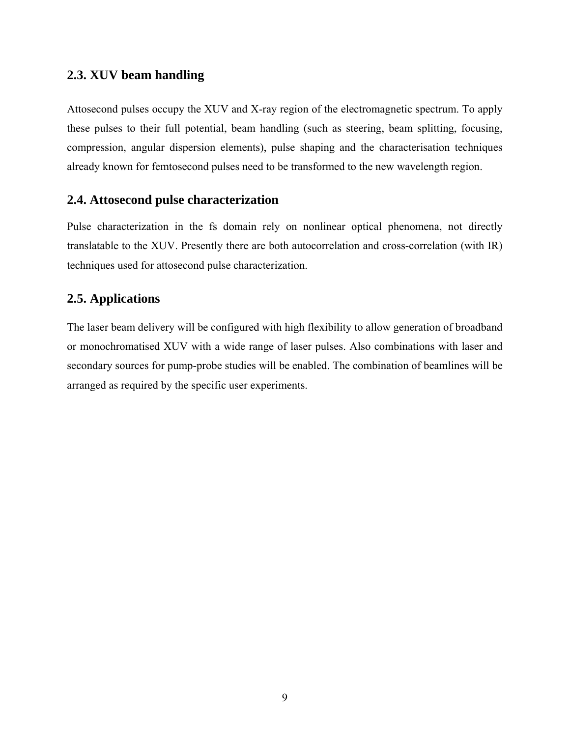## 2.3. XUV beam handling

Attosecond pulses occupy the XUV and X-ray region of the electromagnetic spectrum. To apply these pulses to their full potential, beam handling (such as steering, beam splitting, focusing, compression, angular dispersion elements), pulse shaping and the characterisation techniques already known for femtosecond pulses need to be transformed to the new wavelength region.

## 2.4. Attosecond pulse characterization

Pulse characterization in the fs domain rely on nonlinear optical phenomena, not directly translatable to the XUV. Presently there are both autocorrelation and cross-correlation (with IR) techniques used for attosecond pulse characterization.

## 2.5. Applications

The laser beam delivery will be configured with high flexibility to allow generation of broadband or monochromatised XUV with a wide range of laser pulses. Also combinations with laser and secondary sources for pump-probe studies will be enabled. The combination of beamlines will be arranged as required by the specific user experiments.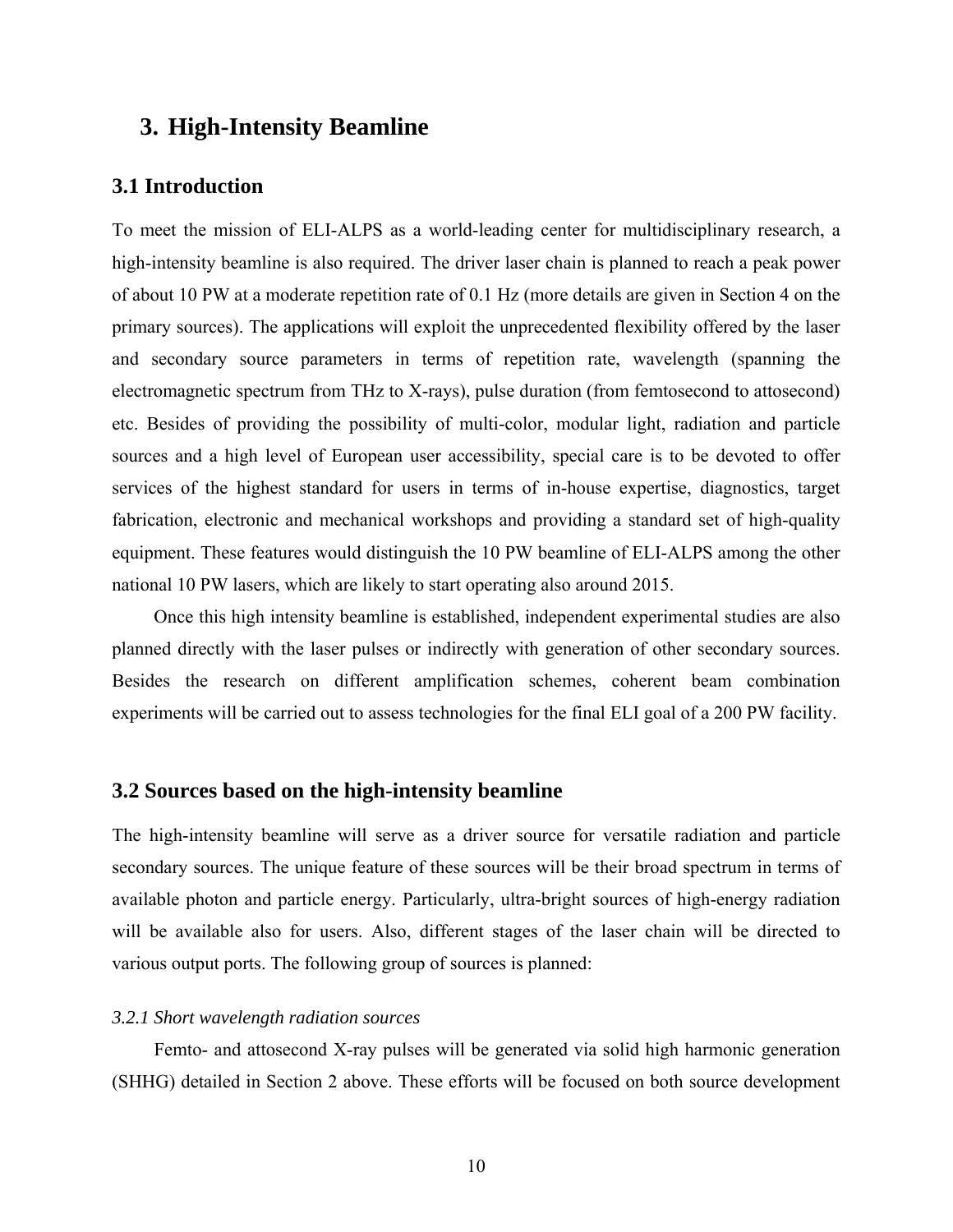# 3. High-Intensity Beamline

## 3.1 Introduction

To meet the mission of ELI-ALPS as a world-leading center for multidisciplinary research, a high-intensity beamline is also required. The driver laser chain is planned to reach a peak power of about 10 PW at a moderate repetition rate of 0.1 Hz (more details are given in Section 4 on the primary sources). The applications will exploit the unprecedented flexibility offered by the laser and secondary source parameters in terms of repetition rate, wavelength (spanning the electromagnetic spectrum from THz to X-rays), pulse duration (from femtosecond to attosecond) etc. Besides of providing the possibility of multi-color, modular light, radiation and particle sources and a high level of European user accessibility, special care is to be devoted to offer services of the highest standard for users in terms of in-house expertise, diagnostics, target fabrication, electronic and mechanical workshops and providing a standard set of high-quality equipment. These features would distinguish the 10 PW beamline of ELI-ALPS among the other national 10 PW lasers, which are likely to start operating also around 2015.

Once this high intensity beamline is established, independent experimental studies are also planned directly with the laser pulses or indirectly with generation of other secondary sources. Besides the research on different amplification schemes, coherent beam combination experiments will be carried out to assess technologies for the final ELI goal of a 200 PW facility.

## 3.2 Sources based on the high-intensity beamline

The high-intensity beamline will serve as a driver source for versatile radiation and particle secondary sources. The unique feature of these sources will be their broad spectrum in terms of available photon and particle energy. Particularly, ultra-bright sources of high-energy radiation will be available also for users. Also, different stages of the laser chain will be directed to various output ports. The following group of sources is planned:

### *3.2.1 Short wavelength radiation sources*

Femto- and attosecond X-ray pulses will be generated via solid high harmonic generation (SHHG) detailed in Section 2 above. These efforts will be focused on both source development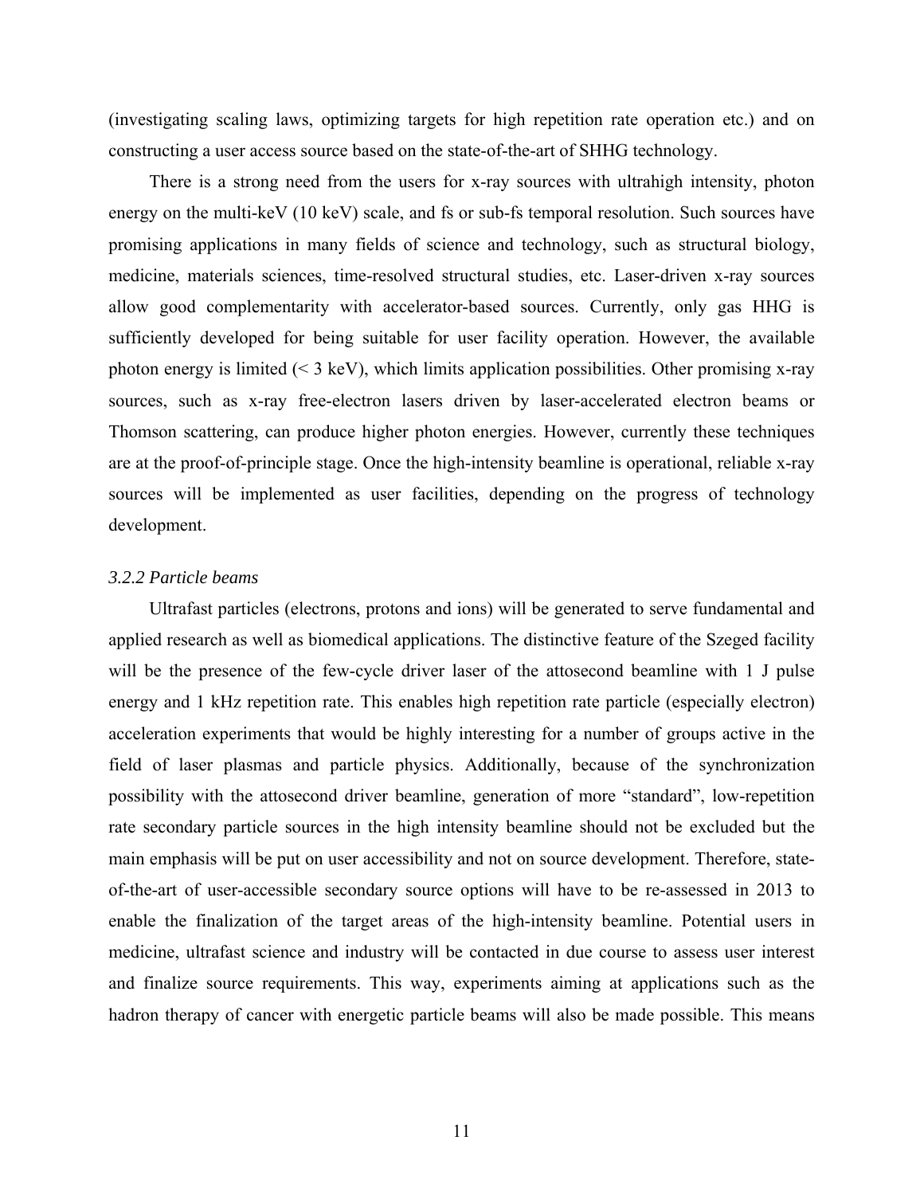(investigating scaling laws, optimizing targets for high repetition rate operation etc.) and on constructing a user access source based on the state-of-the-art of SHHG technology.

There is a strong need from the users for x-ray sources with ultrahigh intensity, photon energy on the multi-keV (10 keV) scale, and fs or sub-fs temporal resolution. Such sources have promising applications in many fields of science and technology, such as structural biology, medicine, materials sciences, time-resolved structural studies, etc. Laser-driven x-ray sources allow good complementarity with accelerator-based sources. Currently, only gas HHG is sufficiently developed for being suitable for user facility operation. However, the available photon energy is limited (< 3 keV), which limits application possibilities. Other promising x-ray sources, such as x-ray free-electron lasers driven by laser-accelerated electron beams or Thomson scattering, can produce higher photon energies. However, currently these techniques are at the proof-of-principle stage. Once the high-intensity beamline is operational, reliable x-ray sources will be implemented as user facilities, depending on the progress of technology development.

### *3.2.2 Particle beams*

Ultrafast particles (electrons, protons and ions) will be generated to serve fundamental and applied research as well as biomedical applications. The distinctive feature of the Szeged facility will be the presence of the few-cycle driver laser of the attosecond beamline with 1 J pulse energy and 1 kHz repetition rate. This enables high repetition rate particle (especially electron) acceleration experiments that would be highly interesting for a number of groups active in the field of laser plasmas and particle physics. Additionally, because of the synchronization possibility with the attosecond driver beamline, generation of more "standard", low-repetition rate secondary particle sources in the high intensity beamline should not be excluded but the main emphasis will be put on user accessibility and not on source development. Therefore, state-of-the-art of user-accessible secondary source options will have to be re-assessed in 2013 to enable the finalization of the target areas of the high-intensity beamline. Potential users in medicine, ultrafast science and industry will be contacted in due course to assess user interest and finalize source requirements. This way, experiments aiming at applications such as the hadron therapy of cancer with energetic particle beams will also be made possible. This means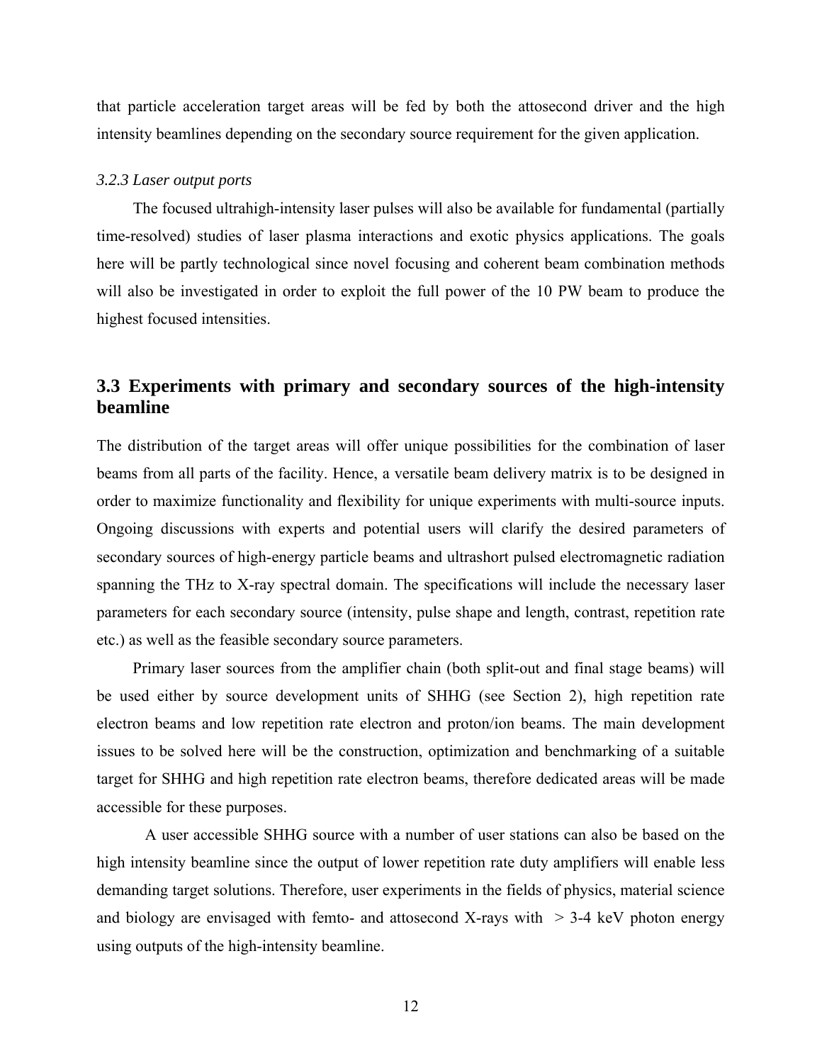that particle acceleration target areas will be fed by both the attosecond driver and the high intensity beamlines depending on the secondary source requirement for the given application.

### *3.2.3 Laser output ports*

The focused ultrahigh-intensity laser pulses will also be available for fundamental (partially time-resolved) studies of laser plasma interactions and exotic physics applications. The goals here will be partly technological since novel focusing and coherent beam combination methods will also be investigated in order to exploit the full power of the 10 PW beam to produce the highest focused intensities.

## 3.3 Experiments with primary and secondary sources of the high-intensity beamline

The distribution of the target areas will offer unique possibilities for the combination of laser beams from all parts of the facility. Hence, a versatile beam delivery matrix is to be designed in order to maximize functionality and flexibility for unique experiments with multi-source inputs. Ongoing discussions with experts and potential users will clarify the desired parameters of secondary sources of high-energy particle beams and ultrashort pulsed electromagnetic radiation spanning the THz to X-ray spectral domain. The specifications will include the necessary laser parameters for each secondary source (intensity, pulse shape and length, contrast, repetition rate etc.) as well as the feasible secondary source parameters.

Primary laser sources from the amplifier chain (both split-out and final stage beams) will be used either by source development units of SHHG (see Section 2), high repetition rate electron beams and low repetition rate electron and proton/ion beams. The main development issues to be solved here will be the construction, optimization and benchmarking of a suitable target for SHHG and high repetition rate electron beams, therefore dedicated areas will be made accessible for these purposes.

A user accessible SHHG source with a number of user stations can also be based on the high intensity beamline since the output of lower repetition rate duty amplifiers will enable less demanding target solutions. Therefore, user experiments in the fields of physics, material science and biology are envisaged with femto- and attosecond X-rays with > 3-4 keV photon energy using outputs of the high-intensity beamline.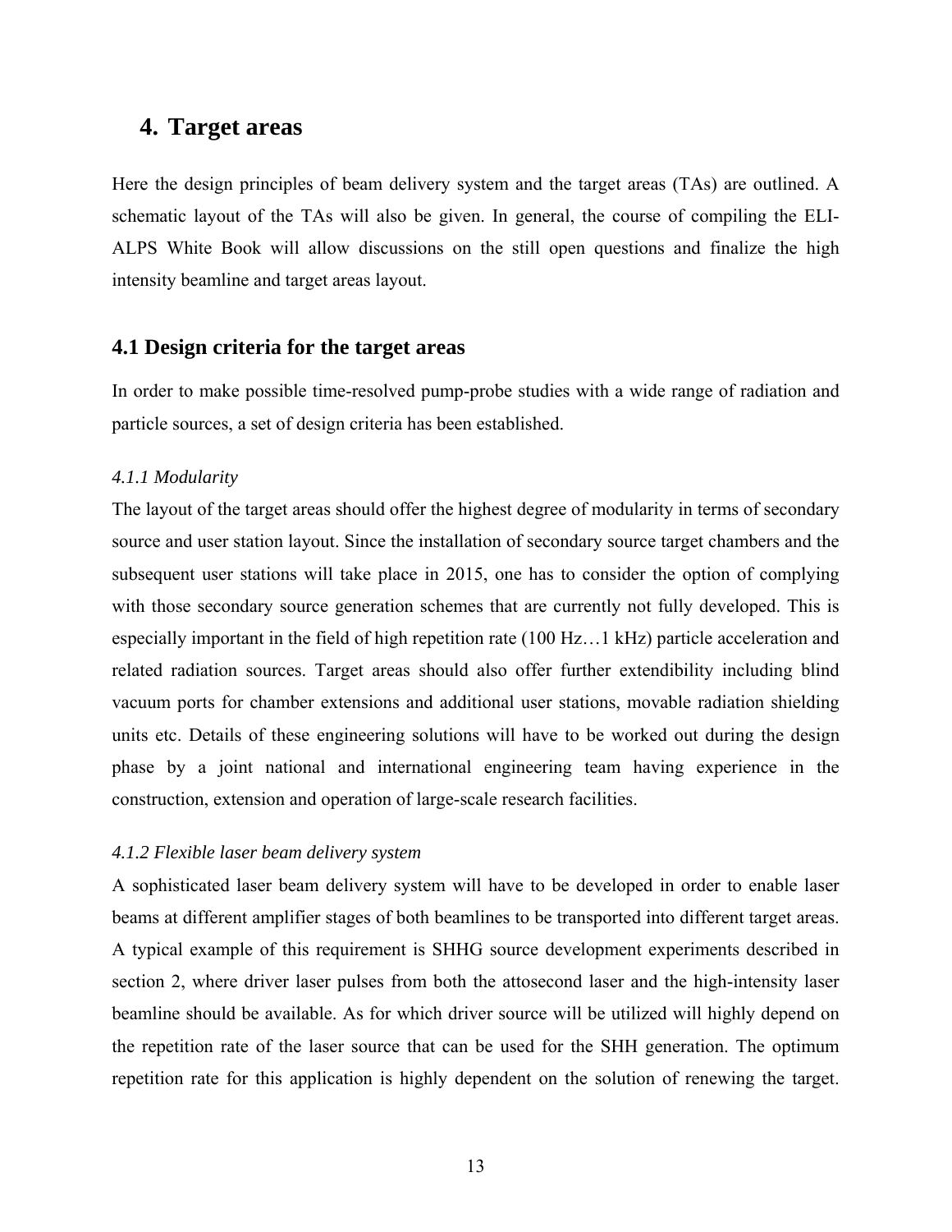# 4. Target areas

Here the design principles of beam delivery system and the target areas (TAs) are outlined. A schematic layout of the TAs will also be given. In general, the course of compiling the ELI-ALPS White Book will allow discussions on the still open questions and finalize the high intensity beamline and target areas layout.

## 4.1 Design criteria for the target areas

In order to make possible time-resolved pump-probe studies with a wide range of radiation and particle sources, a set of design criteria has been established.

### *4.1.1 Modularity*

The layout of the target areas should offer the highest degree of modularity in terms of secondary source and user station layout. Since the installation of secondary source target chambers and the subsequent user stations will take place in 2015, one has to consider the option of complying with those secondary source generation schemes that are currently not fully developed. This is especially important in the field of high repetition rate (100 Hz…1 kHz) particle acceleration and related radiation sources. Target areas should also offer further extendibility including blind vacuum ports for chamber extensions and additional user stations, movable radiation shielding units etc. Details of these engineering solutions will have to be worked out during the design phase by a joint national and international engineering team having experience in the construction, extension and operation of large-scale research facilities.

### *4.1.2 Flexible laser beam delivery system*

A sophisticated laser beam delivery system will have to be developed in order to enable laser beams at different amplifier stages of both beamlines to be transported into different target areas. A typical example of this requirement is SHHG source development experiments described in section 2, where driver laser pulses from both the attosecond laser and the high-intensity laser beamline should be available. As for which driver source will be utilized will highly depend on the repetition rate of the laser source that can be used for the SHH generation. The optimum repetition rate for this application is highly dependent on the solution of renewing the target.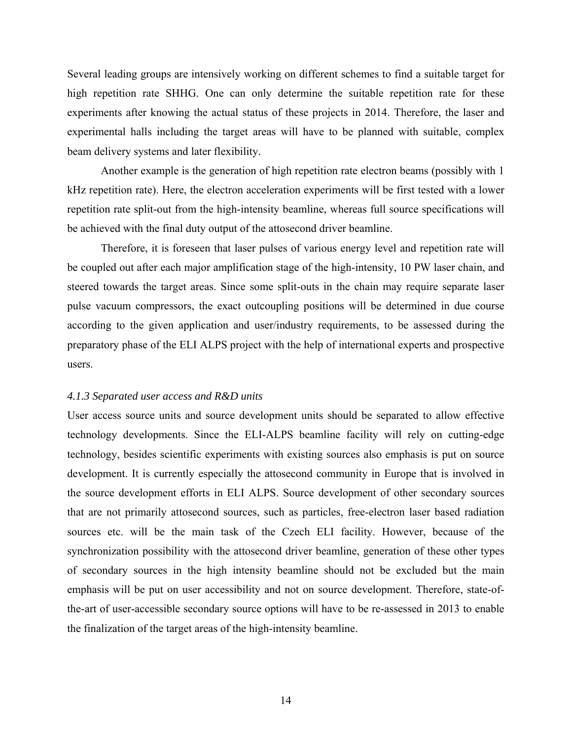Several leading groups are intensively working on different schemes to find a suitable target for high repetition rate SHHG. One can only determine the suitable repetition rate for these experiments after knowing the actual status of these projects in 2014. Therefore, the laser and experimental halls including the target areas will have to be planned with suitable, complex beam delivery systems and later flexibility.

Another example is the generation of high repetition rate electron beams (possibly with 1 kHz repetition rate). Here, the electron acceleration experiments will be first tested with a lower repetition rate split-out from the high-intensity beamline, whereas full source specifications will be achieved with the final duty output of the attosecond driver beamline.

Therefore, it is foreseen that laser pulses of various energy level and repetition rate will be coupled out after each major amplification stage of the high-intensity, 10 PW laser chain, and steered towards the target areas. Since some split-outs in the chain may require separate laser pulse vacuum compressors, the exact outcoupling positions will be determined in due course according to the given application and user/industry requirements, to be assessed during the preparatory phase of the ELI ALPS project with the help of international experts and prospective users.

### *4.1.3 Separated user access and R&D units*

User access source units and source development units should be separated to allow effective technology developments. Since the ELI-ALPS beamline facility will rely on cutting-edge technology, besides scientific experiments with existing sources also emphasis is put on source development. It is currently especially the attosecond community in Europe that is involved in the source development efforts in ELI ALPS. Source development of other secondary sources that are not primarily attosecond sources, such as particles, free-electron laser based radiation sources etc. will be the main task of the Czech ELI facility. However, because of the synchronization possibility with the attosecond driver beamline, generation of these other types of secondary sources in the high intensity beamline should not be excluded but the main emphasis will be put on user accessibility and not on source development. Therefore, state-of-the-art of user-accessible secondary source options will have to be re-assessed in 2013 to enable the finalization of the target areas of the high-intensity beamline.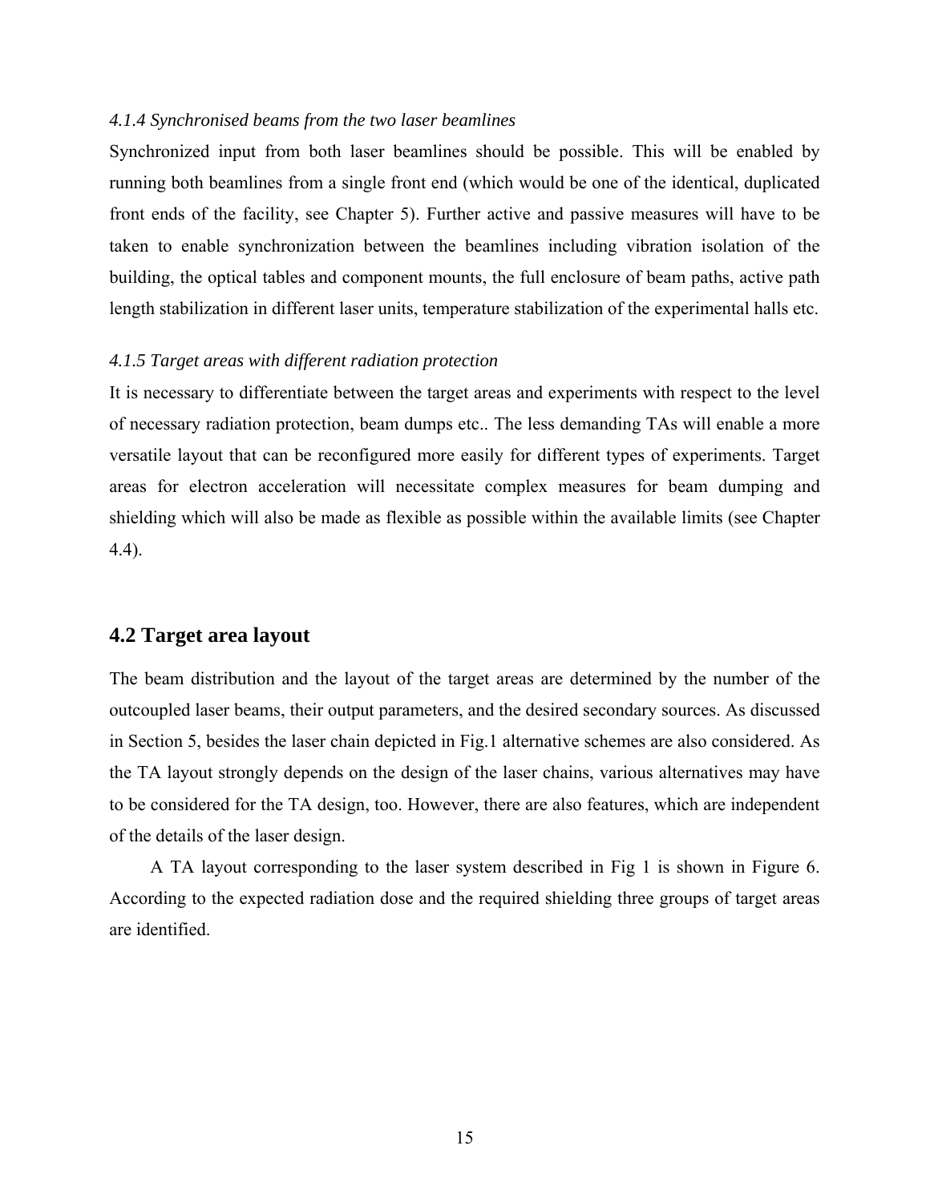*4.1.4 Synchronised beams from the two laser beamlines*

Synchronized input from both laser beamlines should be possible. This will be enabled by running both beamlines from a single front end (which would be one of the identical, duplicated front ends of the facility, see Chapter 5). Further active and passive measures will have to be taken to enable synchronization between the beamlines including vibration isolation of the building, the optical tables and component mounts, the full enclosure of beam paths, active path length stabilization in different laser units, temperature stabilization of the experimental halls etc.

*4.1.5 Target areas with different radiation protection*

It is necessary to differentiate between the target areas and experiments with respect to the level of necessary radiation protection, beam dumps etc.. The less demanding TAs will enable a more versatile layout that can be reconfigured more easily for different types of experiments. Target areas for electron acceleration will necessitate complex measures for beam dumping and shielding which will also be made as flexible as possible within the available limits (see Chapter 4.4).

## 4.2 Target area layout

The beam distribution and the layout of the target areas are determined by the number of the outcoupled laser beams, their output parameters, and the desired secondary sources. As discussed in Section 5, besides the laser chain depicted in Fig.1 alternative schemes are also considered. As the TA layout strongly depends on the design of the laser chains, various alternatives may have to be considered for the TA design, too. However, there are also features, which are independent of the details of the laser design.

A TA layout corresponding to the laser system described in Fig 1 is shown in Figure 6. According to the expected radiation dose and the required shielding three groups of target areas are identified.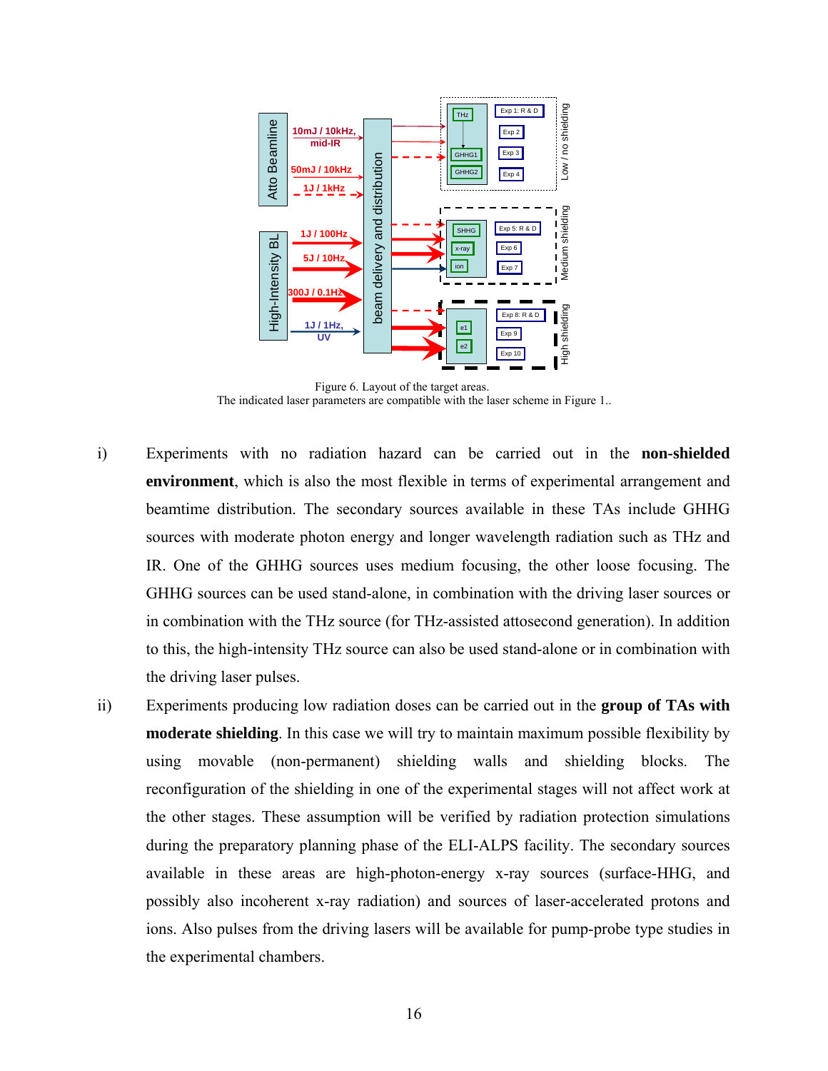Figure 6. Layout of the target areas.
The indicated laser parameters are compatible with the laser scheme in Figure 1..

i) Experiments with no radiation hazard can be carried out in the **non-shielded environment**, which is also the most flexible in terms of experimental arrangement and beamtime distribution. The secondary sources available in these TAs include GHHG sources with moderate photon energy and longer wavelength radiation such as THz and IR. One of the GHHG sources uses medium focusing, the other loose focusing. The GHHG sources can be used stand-alone, in combination with the driving laser sources or in combination with the THz source (for THz-assisted attosecond generation). In addition to this, the high-intensity THz source can also be used stand-alone or in combination with the driving laser pulses.

ii) Experiments producing low radiation doses can be carried out in the **group of TAs with moderate shielding**. In this case we will try to maintain maximum possible flexibility by using movable (non-permanent) shielding walls and shielding blocks. The reconfiguration of the shielding in one of the experimental stages will not affect work at the other stages. These assumption will be verified by radiation protection simulations during the preparatory planning phase of the ELI-ALPS facility. The secondary sources available in these areas are high-photon-energy x-ray sources (surface-HHG, and possibly also incoherent x-ray radiation) and sources of laser-accelerated protons and ions. Also pulses from the driving lasers will be available for pump-probe type studies in the experimental chambers.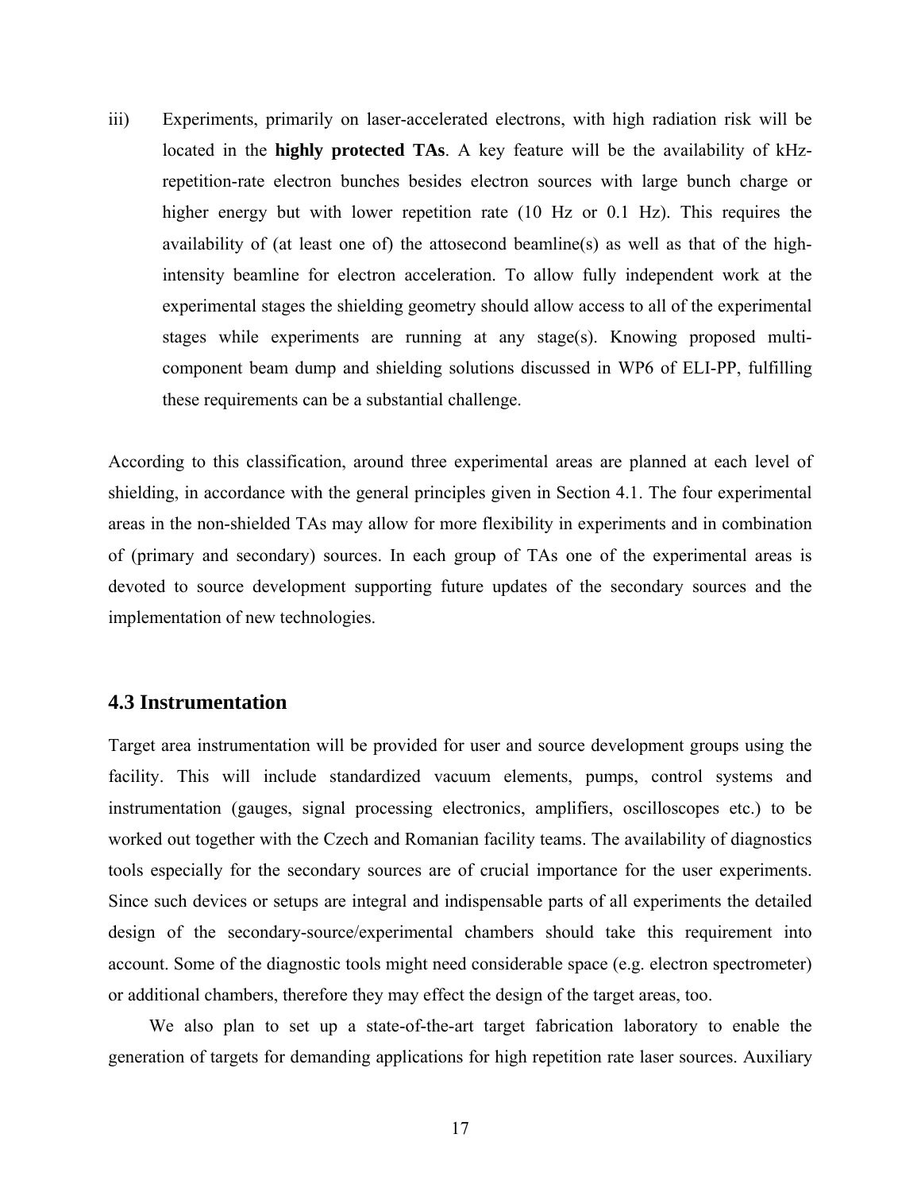iii) Experiments, primarily on laser-accelerated electrons, with high radiation risk will be located in the **highly protected TAs**. A key feature will be the availability of kHz-repetition-rate electron bunches besides electron sources with large bunch charge or higher energy but with lower repetition rate (10 Hz or 0.1 Hz). This requires the availability of (at least one of) the attosecond beamline(s) as well as that of the high-intensity beamline for electron acceleration. To allow fully independent work at the experimental stages the shielding geometry should allow access to all of the experimental stages while experiments are running at any stage(s). Knowing proposed multi-component beam dump and shielding solutions discussed in WP6 of ELI-PP, fulfilling these requirements can be a substantial challenge.

According to this classification, around three experimental areas are planned at each level of shielding, in accordance with the general principles given in Section 4.1. The four experimental areas in the non-shielded TAs may allow for more flexibility in experiments and in combination of (primary and secondary) sources. In each group of TAs one of the experimental areas is devoted to source development supporting future updates of the secondary sources and the implementation of new technologies.

## 4.3 Instrumentation

Target area instrumentation will be provided for user and source development groups using the facility. This will include standardized vacuum elements, pumps, control systems and instrumentation (gauges, signal processing electronics, amplifiers, oscilloscopes etc.) to be worked out together with the Czech and Romanian facility teams. The availability of diagnostics tools especially for the secondary sources are of crucial importance for the user experiments. Since such devices or setups are integral and indispensable parts of all experiments the detailed design of the secondary-source/experimental chambers should take this requirement into account. Some of the diagnostic tools might need considerable space (e.g. electron spectrometer) or additional chambers, therefore they may effect the design of the target areas, too.

We also plan to set up a state-of-the-art target fabrication laboratory to enable the generation of targets for demanding applications for high repetition rate laser sources. Auxiliary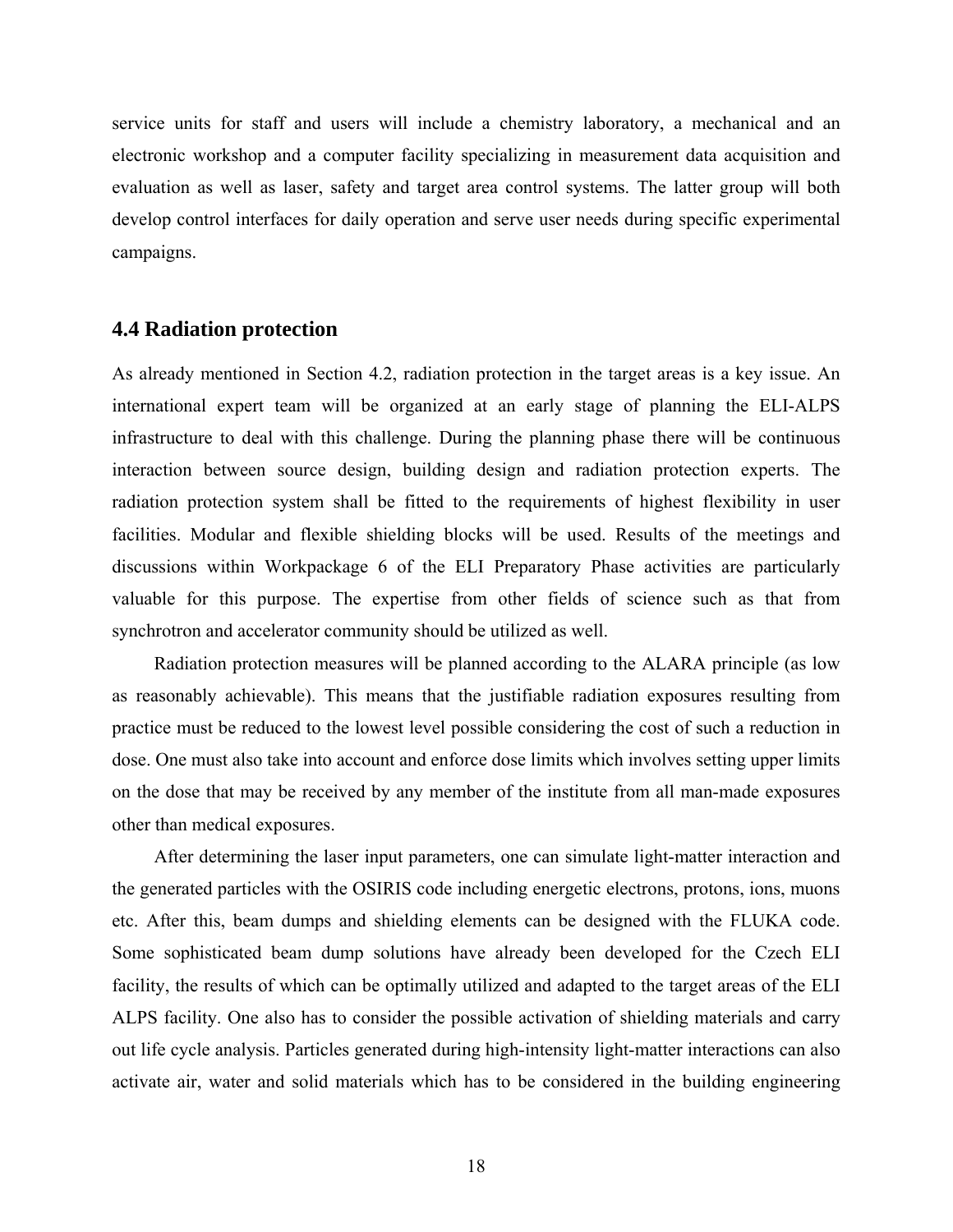service units for staff and users will include a chemistry laboratory, a mechanical and an electronic workshop and a computer facility specializing in measurement data acquisition and evaluation as well as laser, safety and target area control systems. The latter group will both develop control interfaces for daily operation and serve user needs during specific experimental campaigns.

### 4.4 Radiation protection

As already mentioned in Section 4.2, radiation protection in the target areas is a key issue. An international expert team will be organized at an early stage of planning the ELI-ALPS infrastructure to deal with this challenge. During the planning phase there will be continuous interaction between source design, building design and radiation protection experts. The radiation protection system shall be fitted to the requirements of highest flexibility in user facilities. Modular and flexible shielding blocks will be used. Results of the meetings and discussions within Workpackage 6 of the ELI Preparatory Phase activities are particularly valuable for this purpose. The expertise from other fields of science such as that from synchrotron and accelerator community should be utilized as well.

Radiation protection measures will be planned according to the ALARA principle (as low as reasonably achievable). This means that the justifiable radiation exposures resulting from practice must be reduced to the lowest level possible considering the cost of such a reduction in dose. One must also take into account and enforce dose limits which involves setting upper limits on the dose that may be received by any member of the institute from all man-made exposures other than medical exposures.

After determining the laser input parameters, one can simulate light-matter interaction and the generated particles with the OSIRIS code including energetic electrons, protons, ions, muons etc. After this, beam dumps and shielding elements can be designed with the FLUKA code. Some sophisticated beam dump solutions have already been developed for the Czech ELI facility, the results of which can be optimally utilized and adapted to the target areas of the ELI ALPS facility. One also has to consider the possible activation of shielding materials and carry out life cycle analysis. Particles generated during high-intensity light-matter interactions can also activate air, water and solid materials which has to be considered in the building engineering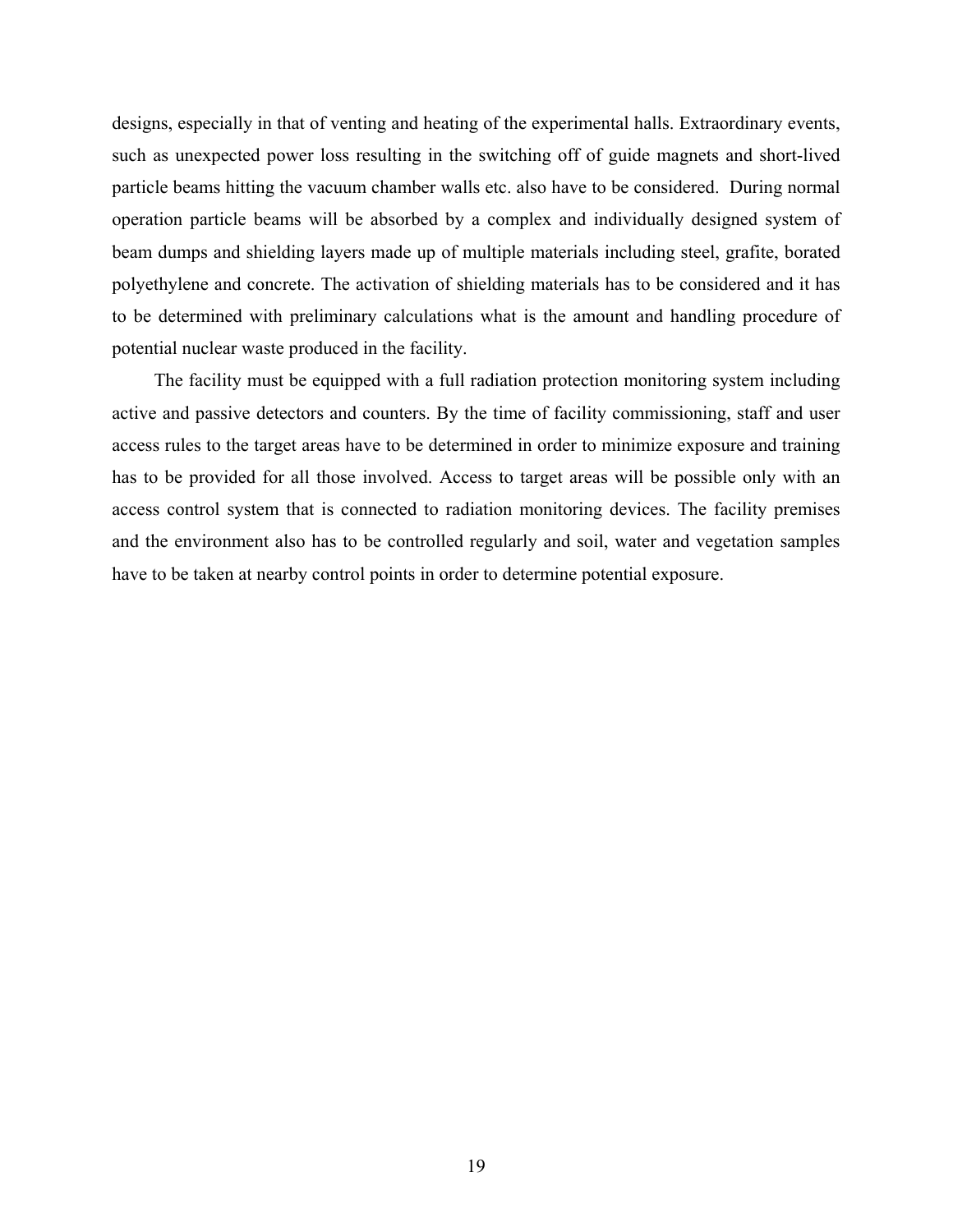designs, especially in that of venting and heating of the experimental halls. Extraordinary events, such as unexpected power loss resulting in the switching off of guide magnets and short-lived particle beams hitting the vacuum chamber walls etc. also have to be considered. During normal operation particle beams will be absorbed by a complex and individually designed system of beam dumps and shielding layers made up of multiple materials including steel, grafite, borated polyethylene and concrete. The activation of shielding materials has to be considered and it has to be determined with preliminary calculations what is the amount and handling procedure of potential nuclear waste produced in the facility.

The facility must be equipped with a full radiation protection monitoring system including active and passive detectors and counters. By the time of facility commissioning, staff and user access rules to the target areas have to be determined in order to minimize exposure and training has to be provided for all those involved. Access to target areas will be possible only with an access control system that is connected to radiation monitoring devices. The facility premises and the environment also has to be controlled regularly and soil, water and vegetation samples have to be taken at nearby control points in order to determine potential exposure.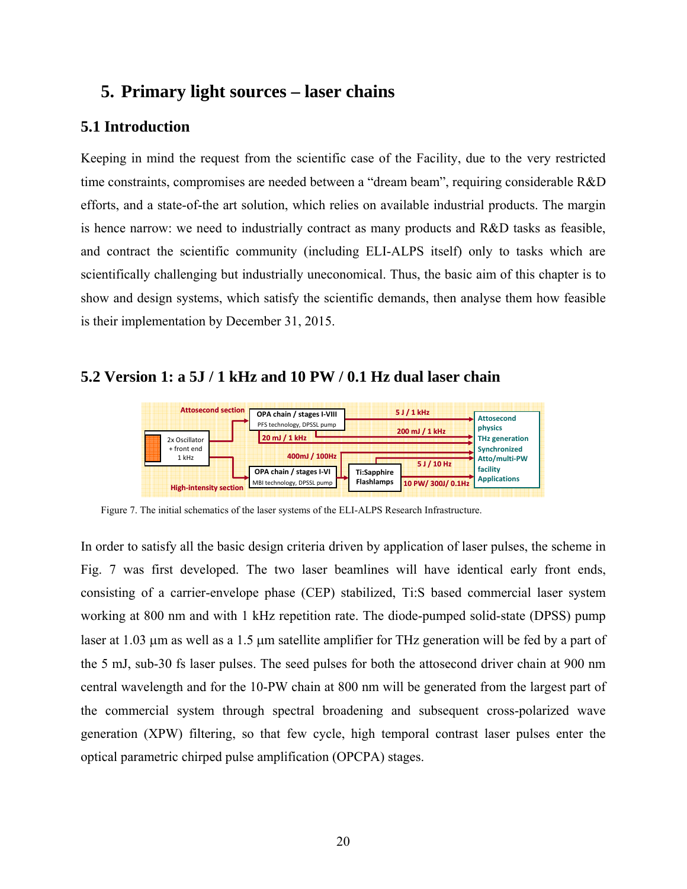# 5. Primary light sources – laser chains

## 5.1 Introduction

Keeping in mind the request from the scientific case of the Facility, due to the very restricted time constraints, compromises are needed between a "dream beam", requiring considerable R&D efforts, and a state-of-the art solution, which relies on available industrial products. The margin is hence narrow: we need to industrially contract as many products and R&D tasks as feasible, and contract the scientific community (including ELI-ALPS itself) only to tasks which are scientifically challenging but industrially uneconomical. Thus, the basic aim of this chapter is to show and design systems, which satisfy the scientific demands, then analyse them how feasible is their implementation by December 31, 2015.

## 5.2 Version 1: a 5J / 1 kHz and 10 PW / 0.1 Hz dual laser chain

Attosecond section

OPA chain / stages I-VIII
PFS technology, DPSSL pump

5 J / 1 kHz

200 mJ / 1 kHz

20 mJ / 1 kHz

2x Oscillator + front end 1 kHz

400mJ / 100Hz

5 J / 10 Hz

OPA chain / stages I-VI
MBI technology, DPSSL pump

Ti:Sapphire Flashlamps

10 PW/ 300J/ 0.1Hz

High-intensity section

Attosecond physics
THz generation
Synchronized Atto/multi-PW facility
Applications

Figure 7. The initial schematics of the laser systems of the ELI-ALPS Research Infrastructure.

In order to satisfy all the basic design criteria driven by application of laser pulses, the scheme in Fig. 7 was first developed. The two laser beamlines will have identical early front ends, consisting of a carrier-envelope phase (CEP) stabilized, Ti:S based commercial laser system working at 800 nm and with 1 kHz repetition rate. The diode-pumped solid-state (DPSS) pump laser at 1.03 μm as well as a 1.5 μm satellite amplifier for THz generation will be fed by a part of the 5 mJ, sub-30 fs laser pulses. The seed pulses for both the attosecond driver chain at 900 nm central wavelength and for the 10-PW chain at 800 nm will be generated from the largest part of the commercial system through spectral broadening and subsequent cross-polarized wave generation (XPW) filtering, so that few cycle, high temporal contrast laser pulses enter the optical parametric chirped pulse amplification (OPCPA) stages.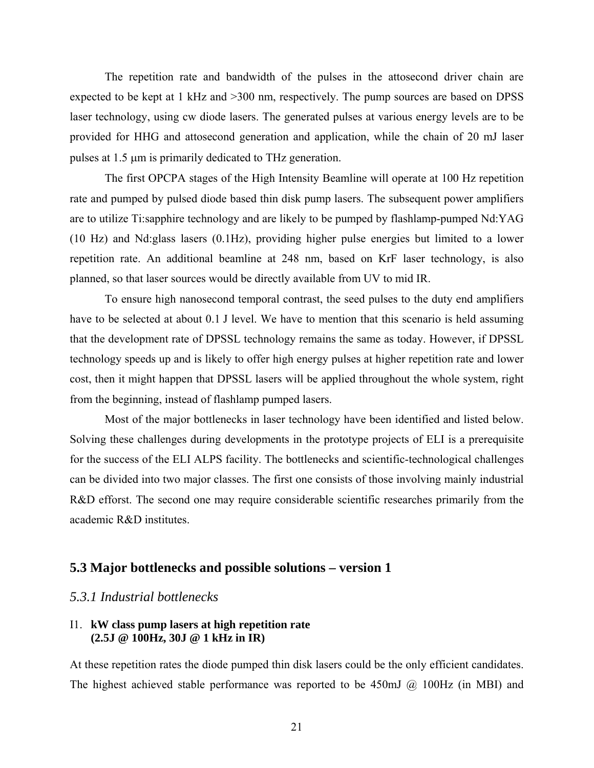The repetition rate and bandwidth of the pulses in the attosecond driver chain are expected to be kept at 1 kHz and >300 nm, respectively. The pump sources are based on DPSS laser technology, using cw diode lasers. The generated pulses at various energy levels are to be provided for HHG and attosecond generation and application, while the chain of 20 mJ laser pulses at 1.5 μm is primarily dedicated to THz generation.

The first OPCPA stages of the High Intensity Beamline will operate at 100 Hz repetition rate and pumped by pulsed diode based thin disk pump lasers. The subsequent power amplifiers are to utilize Ti:sapphire technology and are likely to be pumped by flashlamp-pumped Nd:YAG (10 Hz) and Nd:glass lasers (0.1Hz), providing higher pulse energies but limited to a lower repetition rate. An additional beamline at 248 nm, based on KrF laser technology, is also planned, so that laser sources would be directly available from UV to mid IR.

To ensure high nanosecond temporal contrast, the seed pulses to the duty end amplifiers have to be selected at about 0.1 J level. We have to mention that this scenario is held assuming that the development rate of DPSSL technology remains the same as today. However, if DPSSL technology speeds up and is likely to offer high energy pulses at higher repetition rate and lower cost, then it might happen that DPSSL lasers will be applied throughout the whole system, right from the beginning, instead of flashlamp pumped lasers.

Most of the major bottlenecks in laser technology have been identified and listed below. Solving these challenges during developments in the prototype projects of ELI is a prerequisite for the success of the ELI ALPS facility. The bottlenecks and scientific-technological challenges can be divided into two major classes. The first one consists of those involving mainly industrial R&D efforst. The second one may require considerable scientific researches primarily from the academic R&D institutes.

## 5.3 Major bottlenecks and possible solutions – version 1

### *5.3.1 Industrial bottlenecks*

I1. **kW class pump lasers at high repetition rate (2.5J @ 100Hz, 30J @ 1 kHz in IR)**

At these repetition rates the diode pumped thin disk lasers could be the only efficient candidates. The highest achieved stable performance was reported to be 450mJ @ 100Hz (in MBI) and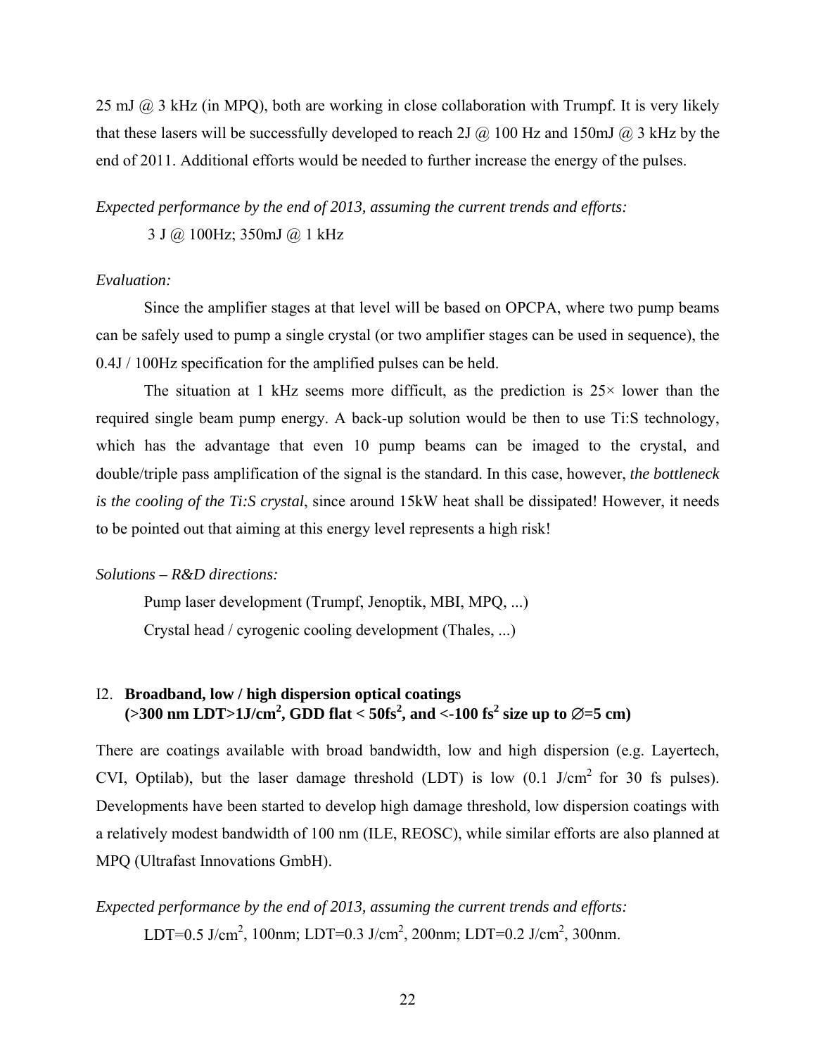25 mJ @ 3 kHz (in MPQ), both are working in close collaboration with Trumpf. It is very likely that these lasers will be successfully developed to reach 2J @ 100 Hz and 150mJ @ 3 kHz by the end of 2011. Additional efforts would be needed to further increase the energy of the pulses.

*Expected performance by the end of 2013, assuming the current trends and efforts:*

3 J @ 100Hz; 350mJ @ 1 kHz

*Evaluation:*

Since the amplifier stages at that level will be based on OPCPA, where two pump beams can be safely used to pump a single crystal (or two amplifier stages can be used in sequence), the 0.4J / 100Hz specification for the amplified pulses can be held.

The situation at 1 kHz seems more difficult, as the prediction is 25× lower than the required single beam pump energy. A back-up solution would be then to use Ti:S technology, which has the advantage that even 10 pump beams can be imaged to the crystal, and double/triple pass amplification of the signal is the standard. In this case, however, *the bottleneck is the cooling of the Ti:S crystal*, since around 15kW heat shall be dissipated! However, it needs to be pointed out that aiming at this energy level represents a high risk!

*Solutions – R&D directions:*

Pump laser development (Trumpf, Jenoptik, MBI, MPQ, ...)

Crystal head / cyrogenic cooling development (Thales, ...)

## I2. **Broadband, low / high dispersion optical coatings (>300 nm LDT>1J/cm$^2$, GDD flat < 50fs$^2$, and <-100 fs$^2$ size up to ∅=5 cm)**

There are coatings available with broad bandwidth, low and high dispersion (e.g. Layertech, CVI, Optilab), but the laser damage threshold (LDT) is low (0.1 J/cm$^2$ for 30 fs pulses). Developments have been started to develop high damage threshold, low dispersion coatings with a relatively modest bandwidth of 100 nm (ILE, REOSC), while similar efforts are also planned at MPQ (Ultrafast Innovations GmbH).

*Expected performance by the end of 2013, assuming the current trends and efforts:*

LDT=0.5 J/cm$^2$, 100nm; LDT=0.3 J/cm$^2$, 200nm; LDT=0.2 J/cm$^2$, 300nm.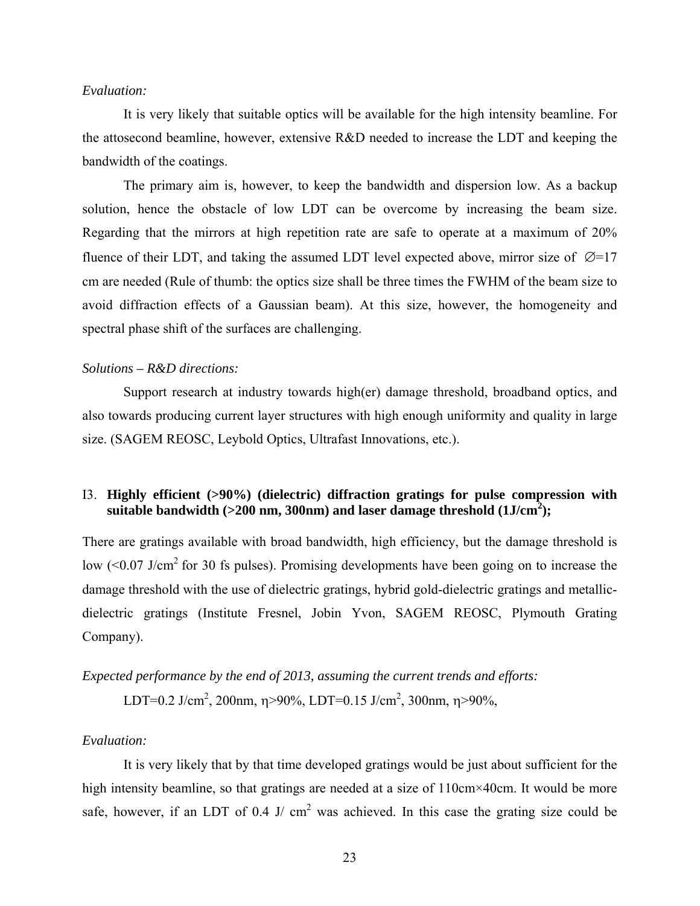*Evaluation:*

It is very likely that suitable optics will be available for the high intensity beamline. For the attosecond beamline, however, extensive R&D needed to increase the LDT and keeping the bandwidth of the coatings.

The primary aim is, however, to keep the bandwidth and dispersion low. As a backup solution, hence the obstacle of low LDT can be overcome by increasing the beam size. Regarding that the mirrors at high repetition rate are safe to operate at a maximum of 20% fluence of their LDT, and taking the assumed LDT level expected above, mirror size of $\varnothing$=17 cm are needed (Rule of thumb: the optics size shall be three times the FWHM of the beam size to avoid diffraction effects of a Gaussian beam). At this size, however, the homogeneity and spectral phase shift of the surfaces are challenging.

*Solutions – R&D directions:*

Support research at industry towards high(er) damage threshold, broadband optics, and also towards producing current layer structures with high enough uniformity and quality in large size. (SAGEM REOSC, Leybold Optics, Ultrafast Innovations, etc.).

I3. **Highly efficient (>90%) (dielectric) diffraction gratings for pulse compression with suitable bandwidth (>200 nm, 300nm) and laser damage threshold (1J/cm$^2$);**

There are gratings available with broad bandwidth, high efficiency, but the damage threshold is low (<0.07 J/cm$^2$ for 30 fs pulses). Promising developments have been going on to increase the damage threshold with the use of dielectric gratings, hybrid gold-dielectric gratings and metallic-dielectric gratings (Institute Fresnel, Jobin Yvon, SAGEM REOSC, Plymouth Grating Company).

*Expected performance by the end of 2013, assuming the current trends and efforts:*

LDT=0.2 J/cm$^2$, 200nm, $\eta$>90%, LDT=0.15 J/cm$^2$, 300nm, $\eta$>90%,

*Evaluation:*

It is very likely that by that time developed gratings would be just about sufficient for the high intensity beamline, so that gratings are needed at a size of 110cm×40cm. It would be more safe, however, if an LDT of 0.4 J/ cm$^2$ was achieved. In this case the grating size could be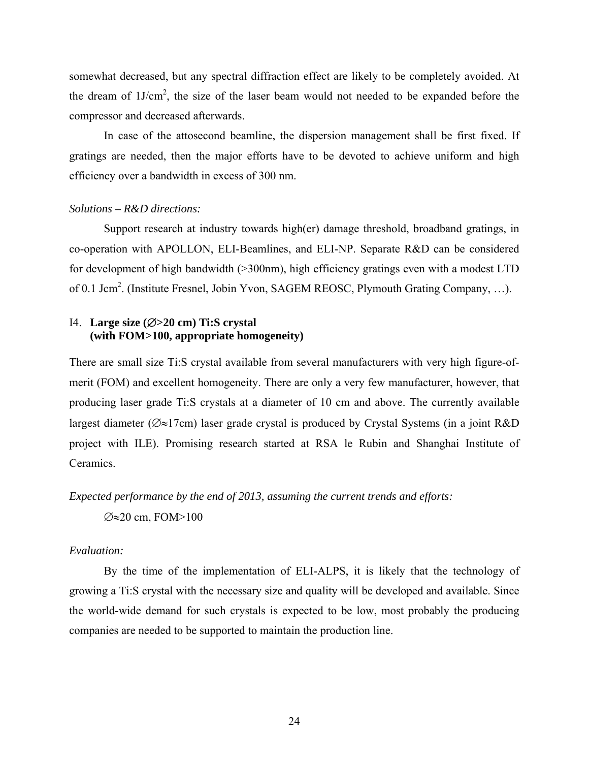somewhat decreased, but any spectral diffraction effect are likely to be completely avoided. At the dream of $1 J/cm^2$, the size of the laser beam would not needed to be expanded before the compressor and decreased afterwards.

In case of the attosecond beamline, the dispersion management shall be first fixed. If gratings are needed, then the major efforts have to be devoted to achieve uniform and high efficiency over a bandwidth in excess of 300 nm.

*Solutions – R&D directions:*

Support research at industry towards high(er) damage threshold, broadband gratings, in co-operation with APOLLON, ELI-Beamlines, and ELI-NP. Separate R&D can be considered for development of high bandwidth (>300nm), high efficiency gratings even with a modest LTD of $0.1 Jcm^2$. (Institute Fresnel, Jobin Yvon, SAGEM REOSC, Plymouth Grating Company, …).

### I4. Large size (∅>20 cm) Ti:S crystal (with FOM>100, appropriate homogeneity)

There are small size Ti:S crystal available from several manufacturers with very high figure-of-merit (FOM) and excellent homogeneity. There are only a very few manufacturer, however, that producing laser grade Ti:S crystals at a diameter of 10 cm and above. The currently available largest diameter (∅≈17cm) laser grade crystal is produced by Crystal Systems (in a joint R&D project with ILE). Promising research started at RSA le Rubin and Shanghai Institute of Ceramics.

*Expected performance by the end of 2013, assuming the current trends and efforts:*

∅≈20 cm, FOM>100

*Evaluation:*

By the time of the implementation of ELI-ALPS, it is likely that the technology of growing a Ti:S crystal with the necessary size and quality will be developed and available. Since the world-wide demand for such crystals is expected to be low, most probably the producing companies are needed to be supported to maintain the production line.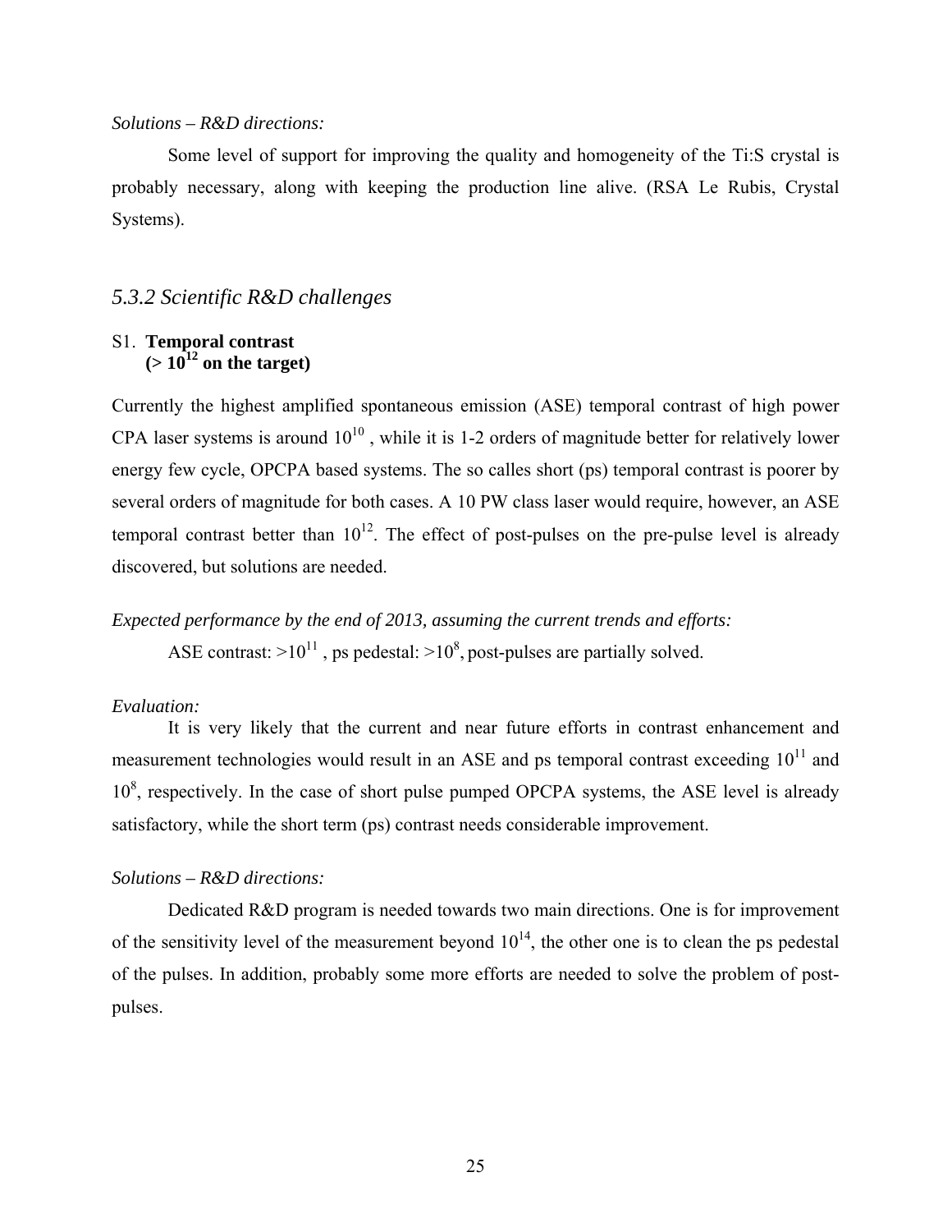*Solutions – R&D directions:*

Some level of support for improving the quality and homogeneity of the Ti:S crystal is probably necessary, along with keeping the production line alive. (RSA Le Rubis, Crystal Systems).

### *5.3.2 Scientific R&D challenges*

S1. **Temporal contrast**
**(> $10^{12}$ on the target)**

Currently the highest amplified spontaneous emission (ASE) temporal contrast of high power CPA laser systems is around $10^{10}$ , while it is 1-2 orders of magnitude better for relatively lower energy few cycle, OPCPA based systems. The so calles short (ps) temporal contrast is poorer by several orders of magnitude for both cases. A 10 PW class laser would require, however, an ASE temporal contrast better than $10^{12}$. The effect of post-pulses on the pre-pulse level is already discovered, but solutions are needed.

*Expected performance by the end of 2013, assuming the current trends and efforts:*

ASE contrast: $>10^{11}$ , ps pedestal: $>10^{8}$, post-pulses are partially solved.

*Evaluation:*

It is very likely that the current and near future efforts in contrast enhancement and measurement technologies would result in an ASE and ps temporal contrast exceeding $10^{11}$ and $10^{8}$, respectively. In the case of short pulse pumped OPCPA systems, the ASE level is already satisfactory, while the short term (ps) contrast needs considerable improvement.

*Solutions – R&D directions:*

Dedicated R&D program is needed towards two main directions. One is for improvement of the sensitivity level of the measurement beyond $10^{14}$, the other one is to clean the ps pedestal of the pulses. In addition, probably some more efforts are needed to solve the problem of post-pulses.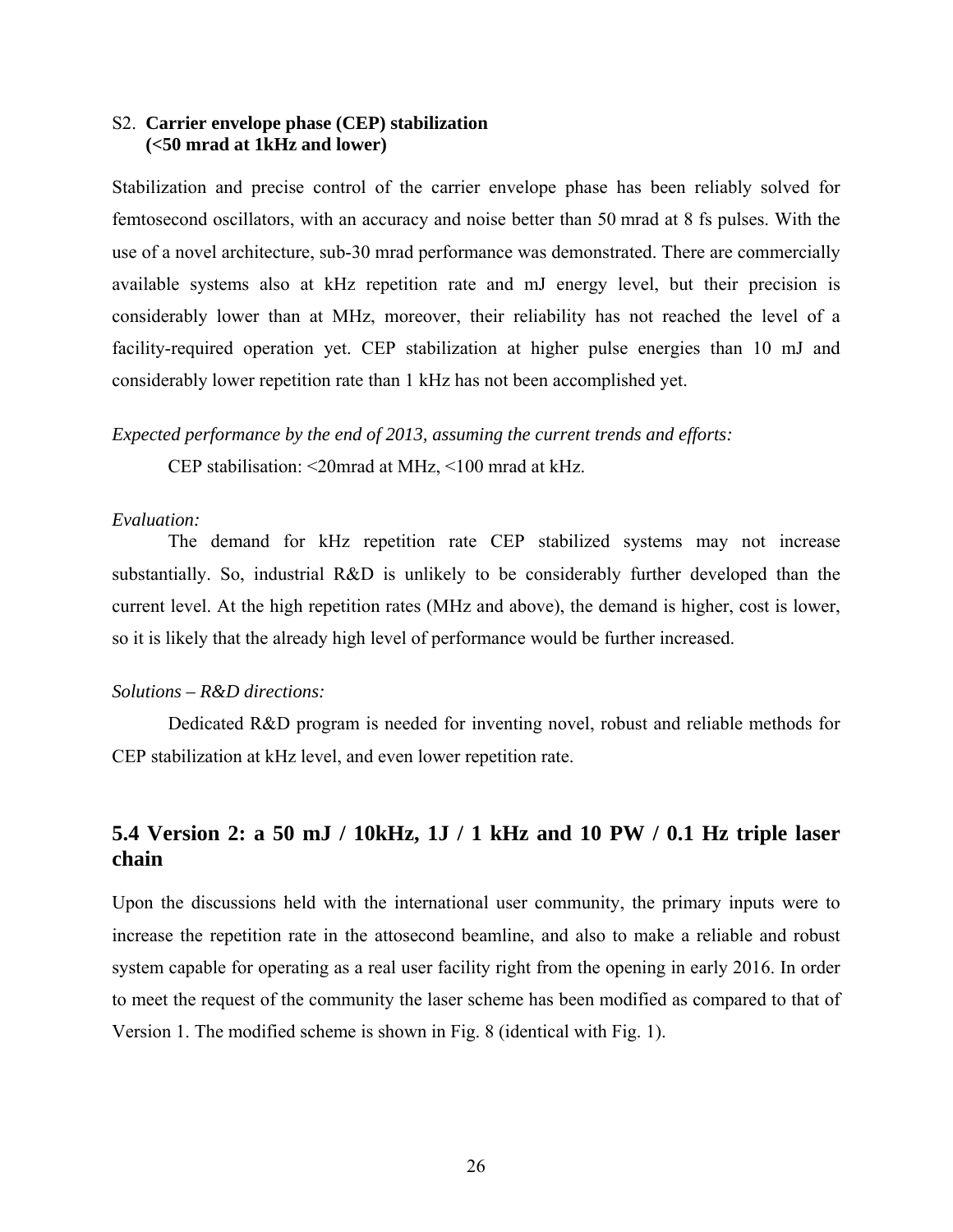S2. **Carrier envelope phase (CEP) stabilization (<50 mrad at 1kHz and lower)**

Stabilization and precise control of the carrier envelope phase has been reliably solved for femtosecond oscillators, with an accuracy and noise better than 50 mrad at 8 fs pulses. With the use of a novel architecture, sub-30 mrad performance was demonstrated. There are commercially available systems also at kHz repetition rate and mJ energy level, but their precision is considerably lower than at MHz, moreover, their reliability has not reached the level of a facility-required operation yet. CEP stabilization at higher pulse energies than 10 mJ and considerably lower repetition rate than 1 kHz has not been accomplished yet.

*Expected performance by the end of 2013, assuming the current trends and efforts:*

CEP stabilisation: <20mrad at MHz, <100 mrad at kHz.

*Evaluation:*

The demand for kHz repetition rate CEP stabilized systems may not increase substantially. So, industrial R&D is unlikely to be considerably further developed than the current level. At the high repetition rates (MHz and above), the demand is higher, cost is lower, so it is likely that the already high level of performance would be further increased.

*Solutions – R&D directions:*

Dedicated R&D program is needed for inventing novel, robust and reliable methods for CEP stabilization at kHz level, and even lower repetition rate.

## 5.4 Version 2: a 50 mJ / 10kHz, 1J / 1 kHz and 10 PW / 0.1 Hz triple laser chain

Upon the discussions held with the international user community, the primary inputs were to increase the repetition rate in the attosecond beamline, and also to make a reliable and robust system capable for operating as a real user facility right from the opening in early 2016. In order to meet the request of the community the laser scheme has been modified as compared to that of Version 1. The modified scheme is shown in Fig. 8 (identical with Fig. 1).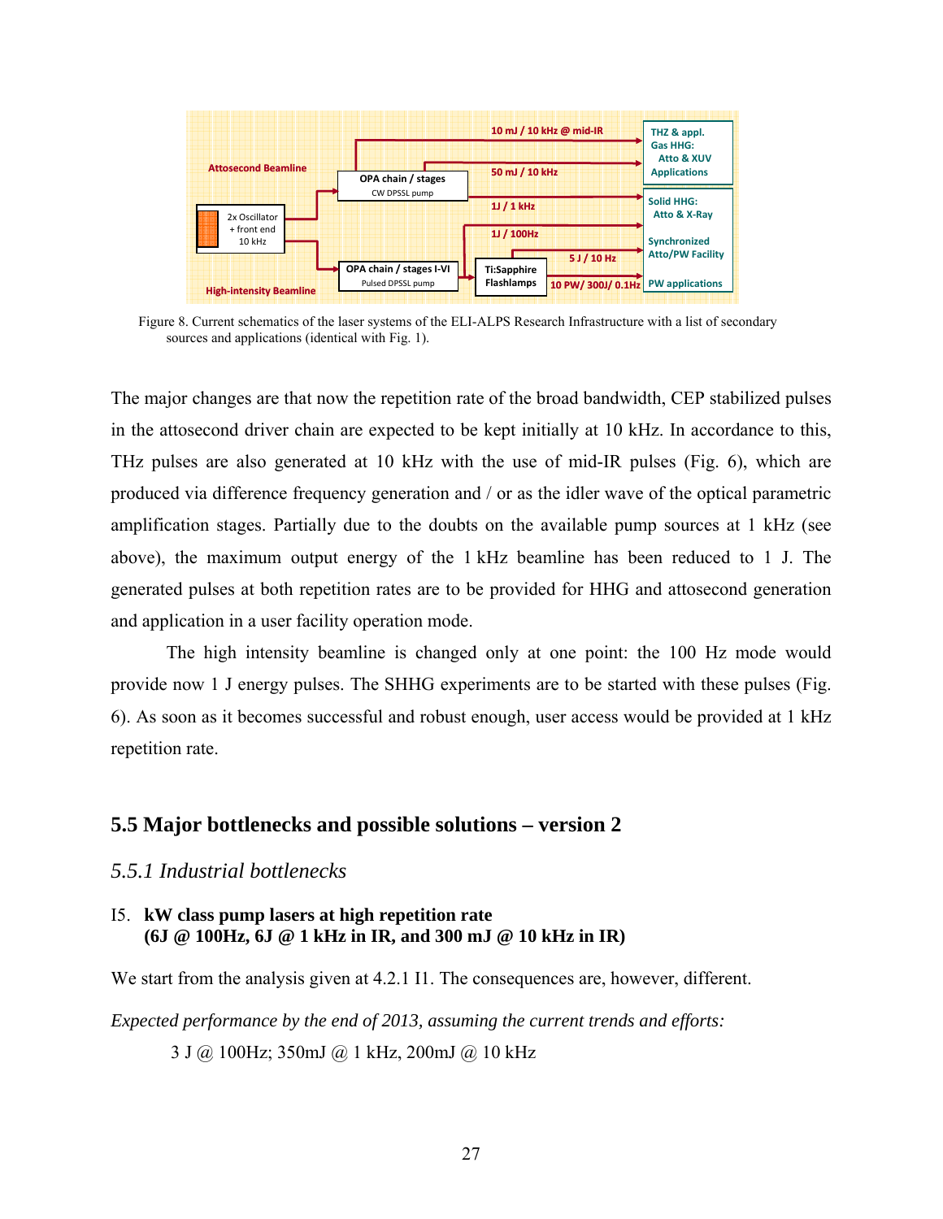Figure 8. Current schematics of the laser systems of the ELI-ALPS Research Infrastructure with a list of secondary sources and applications (identical with Fig. 1).

The major changes are that now the repetition rate of the broad bandwidth, CEP stabilized pulses in the attosecond driver chain are expected to be kept initially at 10 kHz. In accordance to this, THz pulses are also generated at 10 kHz with the use of mid-IR pulses (Fig. 6), which are produced via difference frequency generation and / or as the idler wave of the optical parametric amplification stages. Partially due to the doubts on the available pump sources at 1 kHz (see above), the maximum output energy of the 1 kHz beamline has been reduced to 1 J. The generated pulses at both repetition rates are to be provided for HHG and attosecond generation and application in a user facility operation mode.

The high intensity beamline is changed only at one point: the 100 Hz mode would provide now 1 J energy pulses. The SHHG experiments are to be started with these pulses (Fig. 6). As soon as it becomes successful and robust enough, user access would be provided at 1 kHz repetition rate.

## 5.5 Major bottlenecks and possible solutions – version 2

### *5.5.1 Industrial bottlenecks*

I5. **kW class pump lasers at high repetition rate (6J @ 100Hz, 6J @ 1 kHz in IR, and 300 mJ @ 10 kHz in IR)**

We start from the analysis given at 4.2.1 I1. The consequences are, however, different.

*Expected performance by the end of 2013, assuming the current trends and efforts:*

3 J @ 100Hz; 350mJ @ 1 kHz, 200mJ @ 10 kHz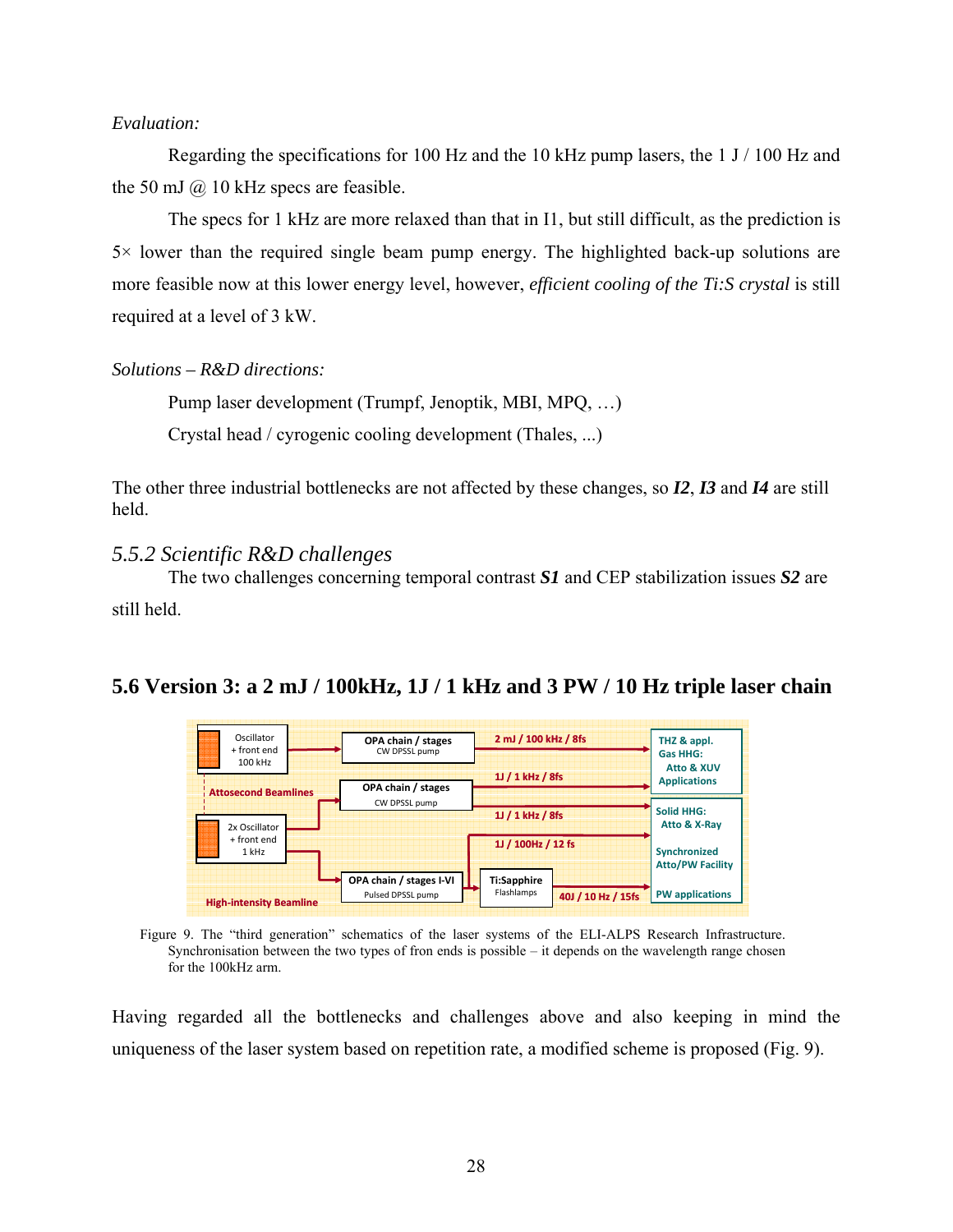*Evaluation:*

Regarding the specifications for 100 Hz and the 10 kHz pump lasers, the 1 J / 100 Hz and the 50 mJ @ 10 kHz specs are feasible.

The specs for 1 kHz are more relaxed than that in I1, but still difficult, as the prediction is 5× lower than the required single beam pump energy. The highlighted back-up solutions are more feasible now at this lower energy level, however, *efficient cooling of the Ti:S crystal* is still required at a level of 3 kW.

*Solutions – R&D directions:*

Pump laser development (Trumpf, Jenoptik, MBI, MPQ, …)

Crystal head / cyrogenic cooling development (Thales, ...)

The other three industrial bottlenecks are not affected by these changes, so ***I2***, ***I3*** and ***I4*** are still held.

### *5.5.2 Scientific R&D challenges*

The two challenges concerning temporal contrast ***S1*** and CEP stabilization issues ***S2*** are still held.

## 5.6 Version 3: a 2 mJ / 100kHz, 1J / 1 kHz and 3 PW / 10 Hz triple laser chain

Figure 9. The "third generation" schematics of the laser systems of the ELI-ALPS Research Infrastructure. Synchronisation between the two types of fron ends is possible – it depends on the wavelength range chosen for the 100kHz arm.

Having regarded all the bottlenecks and challenges above and also keeping in mind the uniqueness of the laser system based on repetition rate, a modified scheme is proposed (Fig. 9).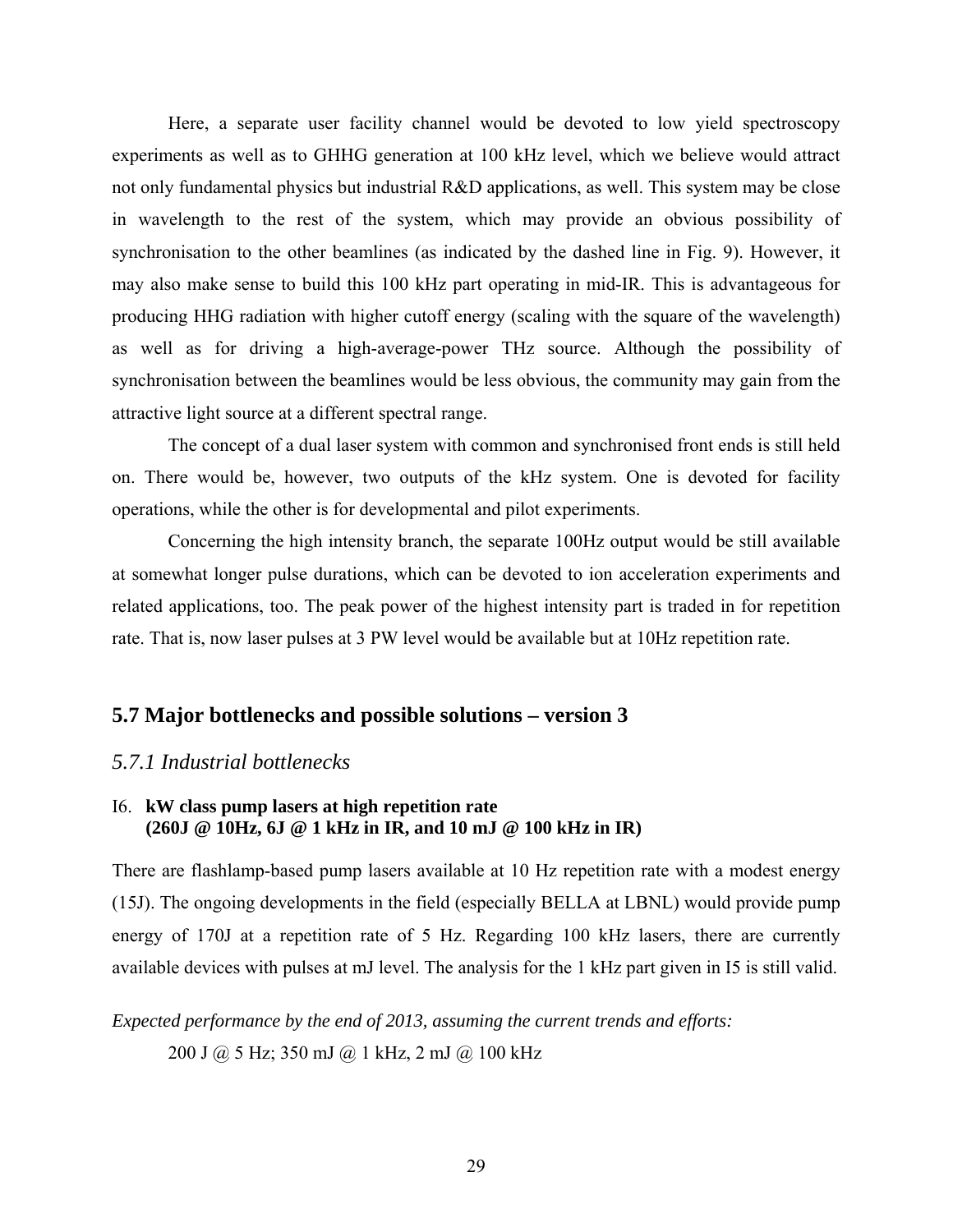Here, a separate user facility channel would be devoted to low yield spectroscopy experiments as well as to GHHG generation at 100 kHz level, which we believe would attract not only fundamental physics but industrial R&D applications, as well. This system may be close in wavelength to the rest of the system, which may provide an obvious possibility of synchronisation to the other beamlines (as indicated by the dashed line in Fig. 9). However, it may also make sense to build this 100 kHz part operating in mid-IR. This is advantageous for producing HHG radiation with higher cutoff energy (scaling with the square of the wavelength) as well as for driving a high-average-power THz source. Although the possibility of synchronisation between the beamlines would be less obvious, the community may gain from the attractive light source at a different spectral range.

The concept of a dual laser system with common and synchronised front ends is still held on. There would be, however, two outputs of the kHz system. One is devoted for facility operations, while the other is for developmental and pilot experiments.

Concerning the high intensity branch, the separate 100Hz output would be still available at somewhat longer pulse durations, which can be devoted to ion acceleration experiments and related applications, too. The peak power of the highest intensity part is traded in for repetition rate. That is, now laser pulses at 3 PW level would be available but at 10Hz repetition rate.

## 5.7 Major bottlenecks and possible solutions – version 3

### *5.7.1 Industrial bottlenecks*

I6. **kW class pump lasers at high repetition rate (260J @ 10Hz, 6J @ 1 kHz in IR, and 10 mJ @ 100 kHz in IR)**

There are flashlamp-based pump lasers available at 10 Hz repetition rate with a modest energy (15J). The ongoing developments in the field (especially BELLA at LBNL) would provide pump energy of 170J at a repetition rate of 5 Hz. Regarding 100 kHz lasers, there are currently available devices with pulses at mJ level. The analysis for the 1 kHz part given in I5 is still valid.

*Expected performance by the end of 2013, assuming the current trends and efforts:*

200 J @ 5 Hz; 350 mJ @ 1 kHz, 2 mJ @ 100 kHz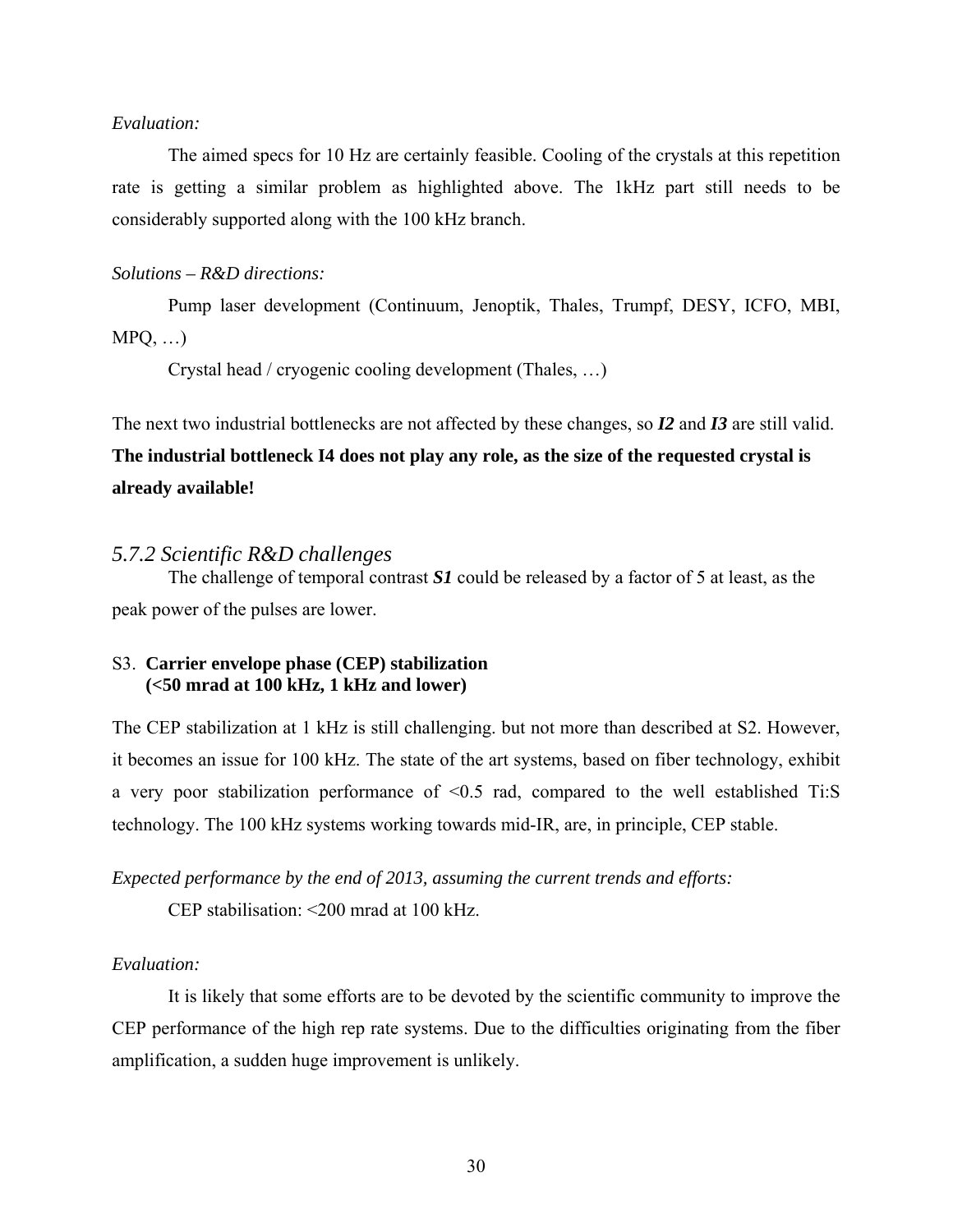*Evaluation:*

The aimed specs for 10 Hz are certainly feasible. Cooling of the crystals at this repetition rate is getting a similar problem as highlighted above. The 1kHz part still needs to be considerably supported along with the 100 kHz branch.

*Solutions – R&D directions:*

Pump laser development (Continuum, Jenoptik, Thales, Trumpf, DESY, ICFO, MBI, MPQ, …)

Crystal head / cryogenic cooling development (Thales, …)

The next two industrial bottlenecks are not affected by these changes, so ***I2*** and ***I3*** are still valid. **The industrial bottleneck I4 does not play any role, as the size of the requested crystal is already available!**

### *5.7.2 Scientific R&D challenges*

The challenge of temporal contrast ***S1*** could be released by a factor of 5 at least, as the peak power of the pulses are lower.

S3. **Carrier envelope phase (CEP) stabilization (<50 mrad at 100 kHz, 1 kHz and lower)**

The CEP stabilization at 1 kHz is still challenging. but not more than described at S2. However, it becomes an issue for 100 kHz. The state of the art systems, based on fiber technology, exhibit a very poor stabilization performance of <0.5 rad, compared to the well established Ti:S technology. The 100 kHz systems working towards mid-IR, are, in principle, CEP stable.

*Expected performance by the end of 2013, assuming the current trends and efforts:*

CEP stabilisation: <200 mrad at 100 kHz.

*Evaluation:*

It is likely that some efforts are to be devoted by the scientific community to improve the CEP performance of the high rep rate systems. Due to the difficulties originating from the fiber amplification, a sudden huge improvement is unlikely.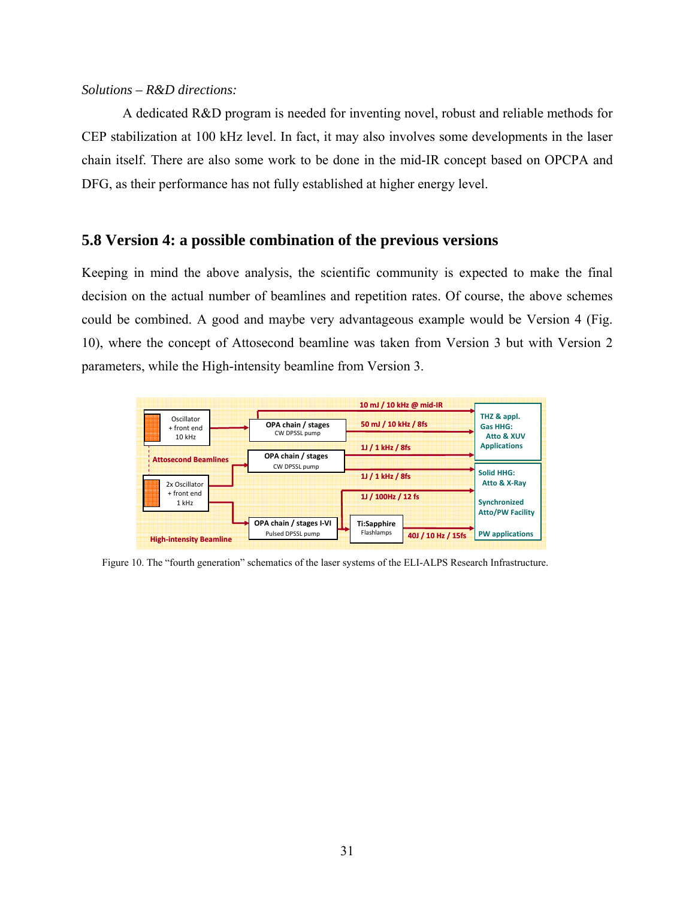*Solutions – R&D directions:*

A dedicated R&D program is needed for inventing novel, robust and reliable methods for CEP stabilization at 100 kHz level. In fact, it may also involves some developments in the laser chain itself. There are also some work to be done in the mid-IR concept based on OPCPA and DFG, as their performance has not fully established at higher energy level.

## 5.8 Version 4: a possible combination of the previous versions

Keeping in mind the above analysis, the scientific community is expected to make the final decision on the actual number of beamlines and repetition rates. Of course, the above schemes could be combined. A good and maybe very advantageous example would be Version 4 (Fig. 10), where the concept of Attosecond beamline was taken from Version 3 but with Version 2 parameters, while the High-intensity beamline from Version 3.

Oscillator + front end 10 kHz

Attosecond Beamlines

2x Oscillator + front end 1 kHz

High-intensity Beamline

OPA chain / stages
CW DPSSL pump

OPA chain / stages
CW DPSSL pump

OPA chain / stages I-VI
Pulsed DPSSL pump

Ti:Sapphire
Flashlamps

10 mJ / 10 kHz @ mid-IR

50 mJ / 10 kHz / 8fs

1J / 1 kHz / 8fs

1J / 1 kHz / 8fs

1J / 100Hz / 12 fs

40J / 10 Hz / 15fs

THZ & appl.
Gas HHG:
Atto & XUV
Applications

Solid HHG:
Atto & X-Ray

Synchronized
Atto/PW Facility

PW applications

Figure 10. The "fourth generation" schematics of the laser systems of the ELI-ALPS Research Infrastructure.